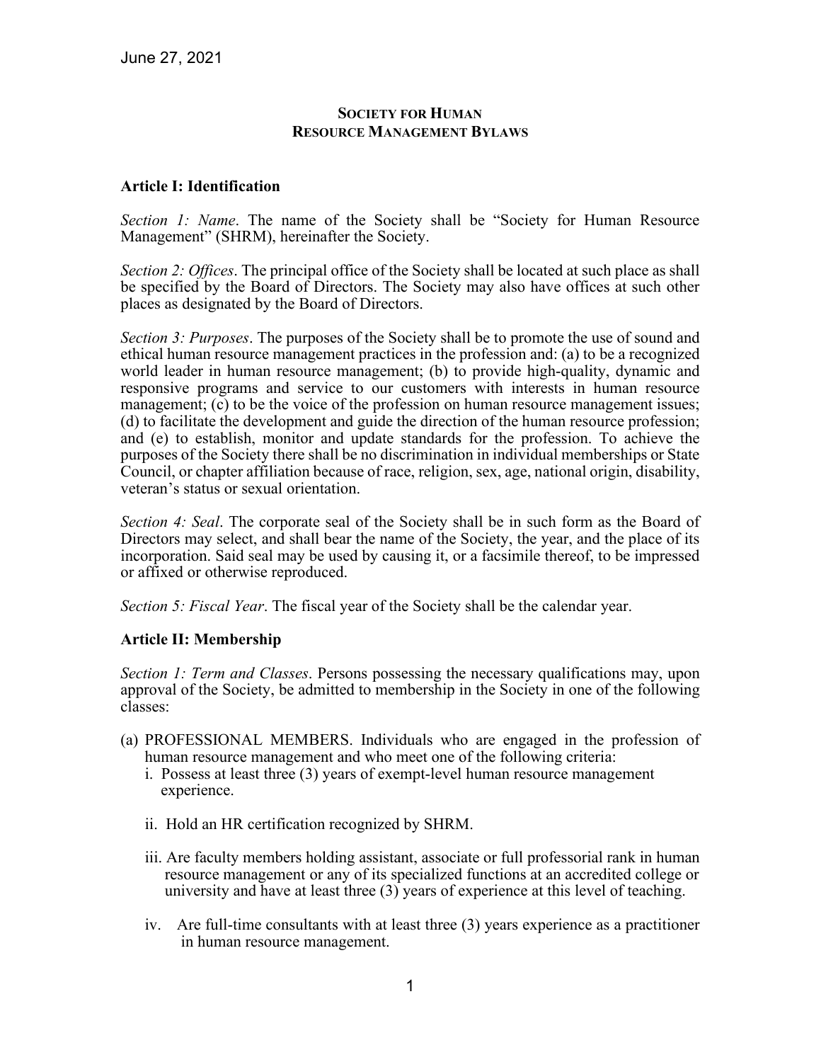June 27, 2021

# SOCIETY FOR HUMAN RESOURCE MANAGEMENT BYLAWS

## Article I: Identification

*Section 1: Name*. The name of the Society shall be "Society for Human Resource Management" (SHRM), hereinafter the Society.

*Section 2: Offices*. The principal office of the Society shall be located at such place as shall be specified by the Board of Directors. The Society may also have offices at such other places as designated by the Board of Directors.

*Section 3: Purposes*. The purposes of the Society shall be to promote the use of sound and ethical human resource management practices in the profession and: (a) to be a recognized world leader in human resource management; (b) to provide high-quality, dynamic and responsive programs and service to our customers with interests in human resource management; (c) to be the voice of the profession on human resource management issues; (d) to facilitate the development and guide the direction of the human resource profession; and (e) to establish, monitor and update standards for the profession. To achieve the purposes of the Society there shall be no discrimination in individual memberships or State Council, or chapter affiliation because of race, religion, sex, age, national origin, disability, veteran's status or sexual orientation.

*Section 4: Seal*. The corporate seal of the Society shall be in such form as the Board of Directors may select, and shall bear the name of the Society, the year, and the place of its incorporation. Said seal may be used by causing it, or a facsimile thereof, to be impressed or affixed or otherwise reproduced.

*Section 5: Fiscal Year*. The fiscal year of the Society shall be the calendar year.

## Article II: Membership

*Section 1: Term and Classes*. Persons possessing the necessary qualifications may, upon approval of the Society, be admitted to membership in the Society in one of the following classes:

(a) PROFESSIONAL MEMBERS. Individuals who are engaged in the profession of human resource management and who meet one of the following criteria:

  i. Possess at least three (3) years of exempt-level human resource management experience.

  ii. Hold an HR certification recognized by SHRM.

  iii. Are faculty members holding assistant, associate or full professorial rank in human resource management or any of its specialized functions at an accredited college or university and have at least three (3) years of experience at this level of teaching.

  iv. Are full-time consultants with at least three (3) years experience as a practitioner in human resource management.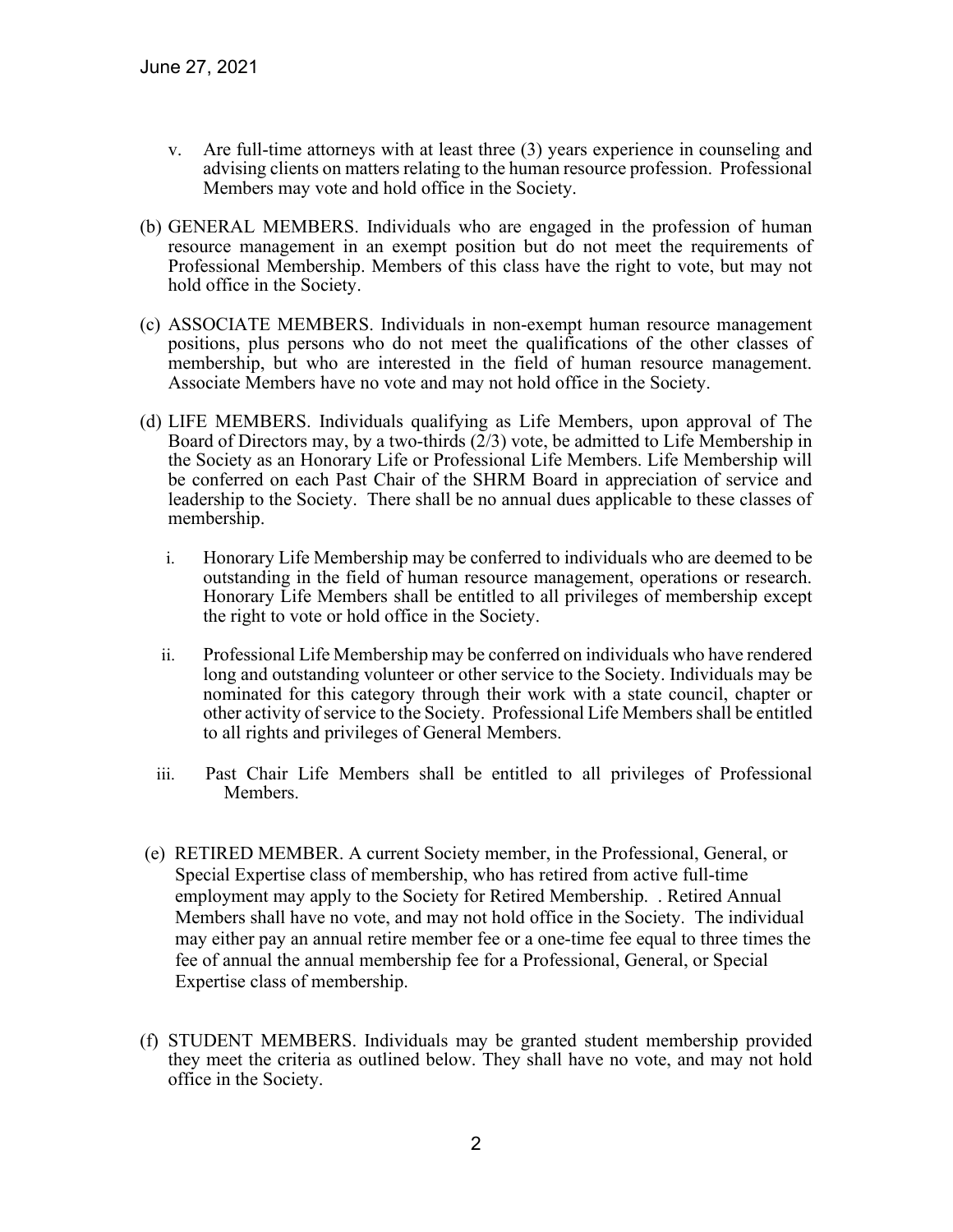v. Are full-time attorneys with at least three (3) years experience in counseling and advising clients on matters relating to the human resource profession. Professional Members may vote and hold office in the Society.

(b) GENERAL MEMBERS. Individuals who are engaged in the profession of human resource management in an exempt position but do not meet the requirements of Professional Membership. Members of this class have the right to vote, but may not hold office in the Society.

(c) ASSOCIATE MEMBERS. Individuals in non-exempt human resource management positions, plus persons who do not meet the qualifications of the other classes of membership, but who are interested in the field of human resource management. Associate Members have no vote and may not hold office in the Society.

(d) LIFE MEMBERS. Individuals qualifying as Life Members, upon approval of The Board of Directors may, by a two-thirds (2/3) vote, be admitted to Life Membership in the Society as an Honorary Life or Professional Life Members. Life Membership will be conferred on each Past Chair of the SHRM Board in appreciation of service and leadership to the Society. There shall be no annual dues applicable to these classes of membership.

   i. Honorary Life Membership may be conferred to individuals who are deemed to be outstanding in the field of human resource management, operations or research. Honorary Life Members shall be entitled to all privileges of membership except the right to vote or hold office in the Society.

   ii. Professional Life Membership may be conferred on individuals who have rendered long and outstanding volunteer or other service to the Society. Individuals may be nominated for this category through their work with a state council, chapter or other activity of service to the Society. Professional Life Members shall be entitled to all rights and privileges of General Members.

   iii. Past Chair Life Members shall be entitled to all privileges of Professional Members.

(e) RETIRED MEMBER. A current Society member, in the Professional, General, or Special Expertise class of membership, who has retired from active full-time employment may apply to the Society for Retired Membership. . Retired Annual Members shall have no vote, and may not hold office in the Society. The individual may either pay an annual retire member fee or a one-time fee equal to three times the fee of annual the annual membership fee for a Professional, General, or Special Expertise class of membership.

(f) STUDENT MEMBERS. Individuals may be granted student membership provided they meet the criteria as outlined below. They shall have no vote, and may not hold office in the Society.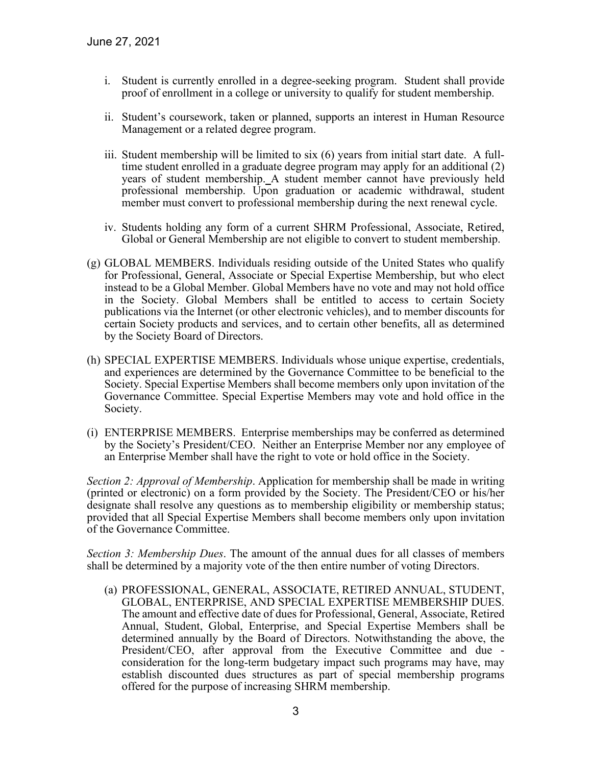i. Student is currently enrolled in a degree-seeking program. Student shall provide proof of enrollment in a college or university to qualify for student membership.

ii. Student's coursework, taken or planned, supports an interest in Human Resource Management or a related degree program.

iii. Student membership will be limited to six (6) years from initial start date. A full-time student enrolled in a graduate degree program may apply for an additional (2) years of student membership. A student member cannot have previously held professional membership. Upon graduation or academic withdrawal, student member must convert to professional membership during the next renewal cycle.

iv. Students holding any form of a current SHRM Professional, Associate, Retired, Global or General Membership are not eligible to convert to student membership.

(g) GLOBAL MEMBERS. Individuals residing outside of the United States who qualify for Professional, General, Associate or Special Expertise Membership, but who elect instead to be a Global Member. Global Members have no vote and may not hold office in the Society. Global Members shall be entitled to access to certain Society publications via the Internet (or other electronic vehicles), and to member discounts for certain Society products and services, and to certain other benefits, all as determined by the Society Board of Directors.

(h) SPECIAL EXPERTISE MEMBERS. Individuals whose unique expertise, credentials, and experiences are determined by the Governance Committee to be beneficial to the Society. Special Expertise Members shall become members only upon invitation of the Governance Committee. Special Expertise Members may vote and hold office in the Society.

(i) ENTERPRISE MEMBERS. Enterprise memberships may be conferred as determined by the Society's President/CEO. Neither an Enterprise Member nor any employee of an Enterprise Member shall have the right to vote or hold office in the Society.

*Section 2: Approval of Membership*. Application for membership shall be made in writing (printed or electronic) on a form provided by the Society. The President/CEO or his/her designate shall resolve any questions as to membership eligibility or membership status; provided that all Special Expertise Members shall become members only upon invitation of the Governance Committee.

*Section 3: Membership Dues*. The amount of the annual dues for all classes of members shall be determined by a majority vote of the then entire number of voting Directors.

(a) PROFESSIONAL, GENERAL, ASSOCIATE, RETIRED ANNUAL, STUDENT, GLOBAL, ENTERPRISE, AND SPECIAL EXPERTISE MEMBERSHIP DUES. The amount and effective date of dues for Professional, General, Associate, Retired Annual, Student, Global, Enterprise, and Special Expertise Members shall be determined annually by the Board of Directors. Notwithstanding the above, the President/CEO, after approval from the Executive Committee and due - consideration for the long-term budgetary impact such programs may have, may establish discounted dues structures as part of special membership programs offered for the purpose of increasing SHRM membership.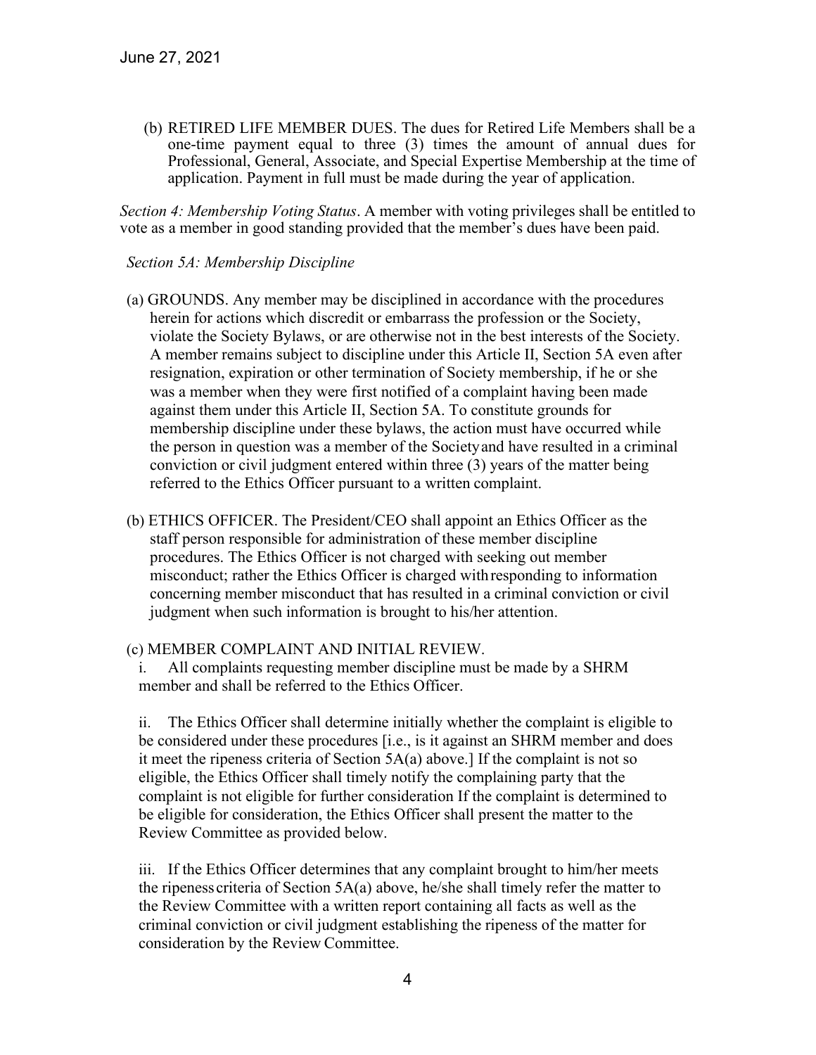June 27, 2021

(b) RETIRED LIFE MEMBER DUES. The dues for Retired Life Members shall be a one-time payment equal to three (3) times the amount of annual dues for Professional, General, Associate, and Special Expertise Membership at the time of application. Payment in full must be made during the year of application.

*Section 4: Membership Voting Status*. A member with voting privileges shall be entitled to vote as a member in good standing provided that the member's dues have been paid.

*Section 5A: Membership Discipline*

(a) GROUNDS. Any member may be disciplined in accordance with the procedures herein for actions which discredit or embarrass the profession or the Society, violate the Society Bylaws, or are otherwise not in the best interests of the Society. A member remains subject to discipline under this Article II, Section 5A even after resignation, expiration or other termination of Society membership, if he or she was a member when they were first notified of a complaint having been made against them under this Article II, Section 5A. To constitute grounds for membership discipline under these bylaws, the action must have occurred while the person in question was a member of the Society and have resulted in a criminal conviction or civil judgment entered within three (3) years of the matter being referred to the Ethics Officer pursuant to a written complaint.

(b) ETHICS OFFICER. The President/CEO shall appoint an Ethics Officer as the staff person responsible for administration of these member discipline procedures. The Ethics Officer is not charged with seeking out member misconduct; rather the Ethics Officer is charged with responding to information concerning member misconduct that has resulted in a criminal conviction or civil judgment when such information is brought to his/her attention.

(c) MEMBER COMPLAINT AND INITIAL REVIEW.

i. All complaints requesting member discipline must be made by a SHRM member and shall be referred to the Ethics Officer.

ii. The Ethics Officer shall determine initially whether the complaint is eligible to be considered under these procedures [i.e., is it against an SHRM member and does it meet the ripeness criteria of Section 5A(a) above.] If the complaint is not so eligible, the Ethics Officer shall timely notify the complaining party that the complaint is not eligible for further consideration If the complaint is determined to be eligible for consideration, the Ethics Officer shall present the matter to the Review Committee as provided below.

iii. If the Ethics Officer determines that any complaint brought to him/her meets the ripeness criteria of Section 5A(a) above, he/she shall timely refer the matter to the Review Committee with a written report containing all facts as well as the criminal conviction or civil judgment establishing the ripeness of the matter for consideration by the Review Committee.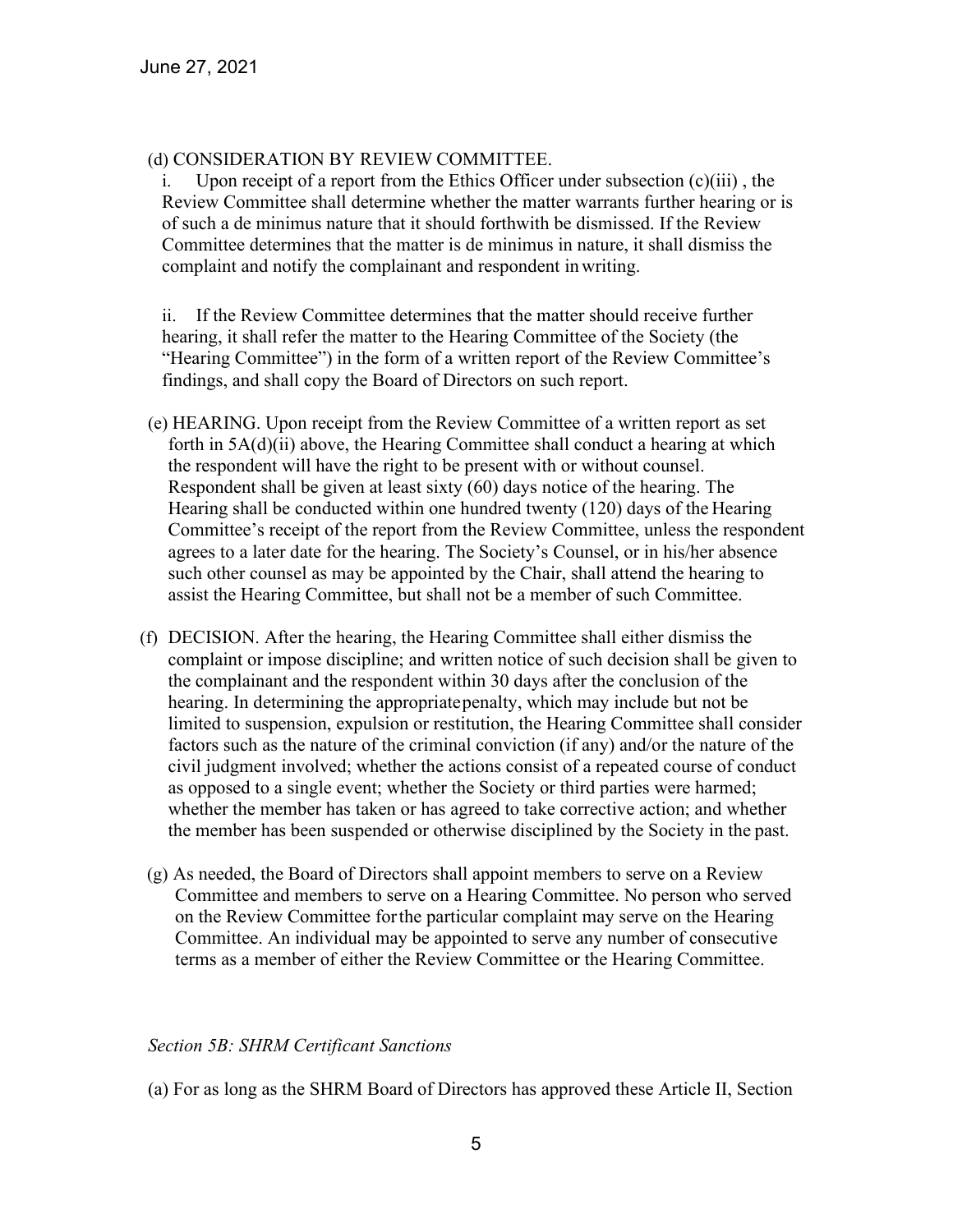(d) CONSIDERATION BY REVIEW COMMITTEE.

i. Upon receipt of a report from the Ethics Officer under subsection (c)(iii) , the Review Committee shall determine whether the matter warrants further hearing or is of such a de minimus nature that it should forthwith be dismissed. If the Review Committee determines that the matter is de minimus in nature, it shall dismiss the complaint and notify the complainant and respondent in writing.

ii. If the Review Committee determines that the matter should receive further hearing, it shall refer the matter to the Hearing Committee of the Society (the "Hearing Committee") in the form of a written report of the Review Committee's findings, and shall copy the Board of Directors on such report.

(e) HEARING. Upon receipt from the Review Committee of a written report as set forth in 5A(d)(ii) above, the Hearing Committee shall conduct a hearing at which the respondent will have the right to be present with or without counsel. Respondent shall be given at least sixty (60) days notice of the hearing. The Hearing shall be conducted within one hundred twenty (120) days of the Hearing Committee's receipt of the report from the Review Committee, unless the respondent agrees to a later date for the hearing. The Society's Counsel, or in his/her absence such other counsel as may be appointed by the Chair, shall attend the hearing to assist the Hearing Committee, but shall not be a member of such Committee.

(f) DECISION. After the hearing, the Hearing Committee shall either dismiss the complaint or impose discipline; and written notice of such decision shall be given to the complainant and the respondent within 30 days after the conclusion of the hearing. In determining the appropriate penalty, which may include but not be limited to suspension, expulsion or restitution, the Hearing Committee shall consider factors such as the nature of the criminal conviction (if any) and/or the nature of the civil judgment involved; whether the actions consist of a repeated course of conduct as opposed to a single event; whether the Society or third parties were harmed; whether the member has taken or has agreed to take corrective action; and whether the member has been suspended or otherwise disciplined by the Society in the past.

(g) As needed, the Board of Directors shall appoint members to serve on a Review Committee and members to serve on a Hearing Committee. No person who served on the Review Committee for the particular complaint may serve on the Hearing Committee. An individual may be appointed to serve any number of consecutive terms as a member of either the Review Committee or the Hearing Committee.

*Section 5B: SHRM Certificant Sanctions*

(a) For as long as the SHRM Board of Directors has approved these Article II, Section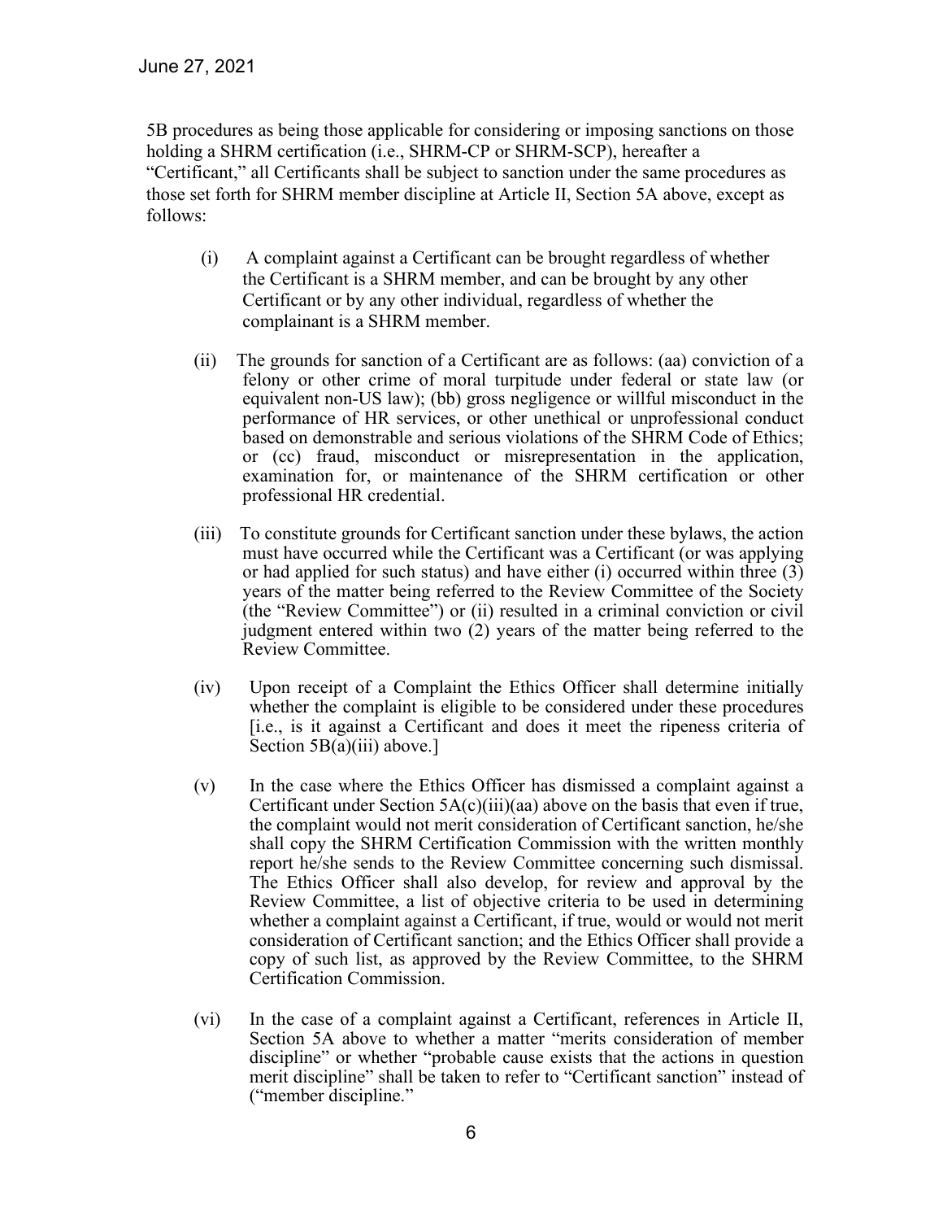5B procedures as being those applicable for considering or imposing sanctions on those holding a SHRM certification (i.e., SHRM-CP or SHRM-SCP), hereafter a "Certificant," all Certificants shall be subject to sanction under the same procedures as those set forth for SHRM member discipline at Article II, Section 5A above, except as follows:

(i) A complaint against a Certificant can be brought regardless of whether the Certificant is a SHRM member, and can be brought by any other Certificant or by any other individual, regardless of whether the complainant is a SHRM member.

(ii) The grounds for sanction of a Certificant are as follows: (aa) conviction of a felony or other crime of moral turpitude under federal or state law (or equivalent non-US law); (bb) gross negligence or willful misconduct in the performance of HR services, or other unethical or unprofessional conduct based on demonstrable and serious violations of the SHRM Code of Ethics; or (cc) fraud, misconduct or misrepresentation in the application, examination for, or maintenance of the SHRM certification or other professional HR credential.

(iii) To constitute grounds for Certificant sanction under these bylaws, the action must have occurred while the Certificant was a Certificant (or was applying or had applied for such status) and have either (i) occurred within three (3) years of the matter being referred to the Review Committee of the Society (the "Review Committee") or (ii) resulted in a criminal conviction or civil judgment entered within two (2) years of the matter being referred to the Review Committee.

(iv) Upon receipt of a Complaint the Ethics Officer shall determine initially whether the complaint is eligible to be considered under these procedures [i.e., is it against a Certificant and does it meet the ripeness criteria of Section 5B(a)(iii) above.]

(v) In the case where the Ethics Officer has dismissed a complaint against a Certificant under Section 5A(c)(iii)(aa) above on the basis that even if true, the complaint would not merit consideration of Certificant sanction, he/she shall copy the SHRM Certification Commission with the written monthly report he/she sends to the Review Committee concerning such dismissal. The Ethics Officer shall also develop, for review and approval by the Review Committee, a list of objective criteria to be used in determining whether a complaint against a Certificant, if true, would or would not merit consideration of Certificant sanction; and the Ethics Officer shall provide a copy of such list, as approved by the Review Committee, to the SHRM Certification Commission.

(vi) In the case of a complaint against a Certificant, references in Article II, Section 5A above to whether a matter "merits consideration of member discipline" or whether "probable cause exists that the actions in question merit discipline" shall be taken to refer to "Certificant sanction" instead of ("member discipline."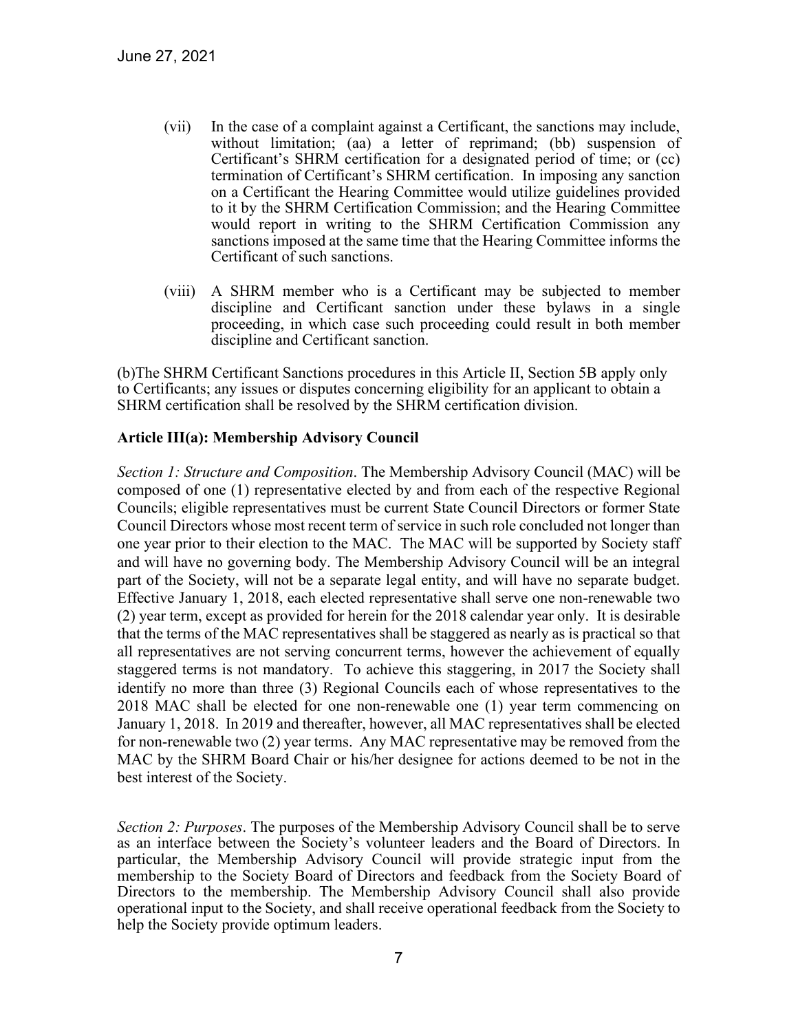(vii) In the case of a complaint against a Certificant, the sanctions may include, without limitation; (aa) a letter of reprimand; (bb) suspension of Certificant's SHRM certification for a designated period of time; or (cc) termination of Certificant's SHRM certification. In imposing any sanction on a Certificant the Hearing Committee would utilize guidelines provided to it by the SHRM Certification Commission; and the Hearing Committee would report in writing to the SHRM Certification Commission any sanctions imposed at the same time that the Hearing Committee informs the Certificant of such sanctions.

(viii) A SHRM member who is a Certificant may be subjected to member discipline and Certificant sanction under these bylaws in a single proceeding, in which case such proceeding could result in both member discipline and Certificant sanction.

(b)The SHRM Certificant Sanctions procedures in this Article II, Section 5B apply only to Certificants; any issues or disputes concerning eligibility for an applicant to obtain a SHRM certification shall be resolved by the SHRM certification division.

**Article III(a): Membership Advisory Council**

*Section 1: Structure and Composition*. The Membership Advisory Council (MAC) will be composed of one (1) representative elected by and from each of the respective Regional Councils; eligible representatives must be current State Council Directors or former State Council Directors whose most recent term of service in such role concluded not longer than one year prior to their election to the MAC. The MAC will be supported by Society staff and will have no governing body. The Membership Advisory Council will be an integral part of the Society, will not be a separate legal entity, and will have no separate budget. Effective January 1, 2018, each elected representative shall serve one non-renewable two (2) year term, except as provided for herein for the 2018 calendar year only. It is desirable that the terms of the MAC representatives shall be staggered as nearly as is practical so that all representatives are not serving concurrent terms, however the achievement of equally staggered terms is not mandatory. To achieve this staggering, in 2017 the Society shall identify no more than three (3) Regional Councils each of whose representatives to the 2018 MAC shall be elected for one non-renewable one (1) year term commencing on January 1, 2018. In 2019 and thereafter, however, all MAC representatives shall be elected for non-renewable two (2) year terms. Any MAC representative may be removed from the MAC by the SHRM Board Chair or his/her designee for actions deemed to be not in the best interest of the Society.

*Section 2: Purposes*. The purposes of the Membership Advisory Council shall be to serve as an interface between the Society's volunteer leaders and the Board of Directors. In particular, the Membership Advisory Council will provide strategic input from the membership to the Society Board of Directors and feedback from the Society Board of Directors to the membership. The Membership Advisory Council shall also provide operational input to the Society, and shall receive operational feedback from the Society to help the Society provide optimum leaders.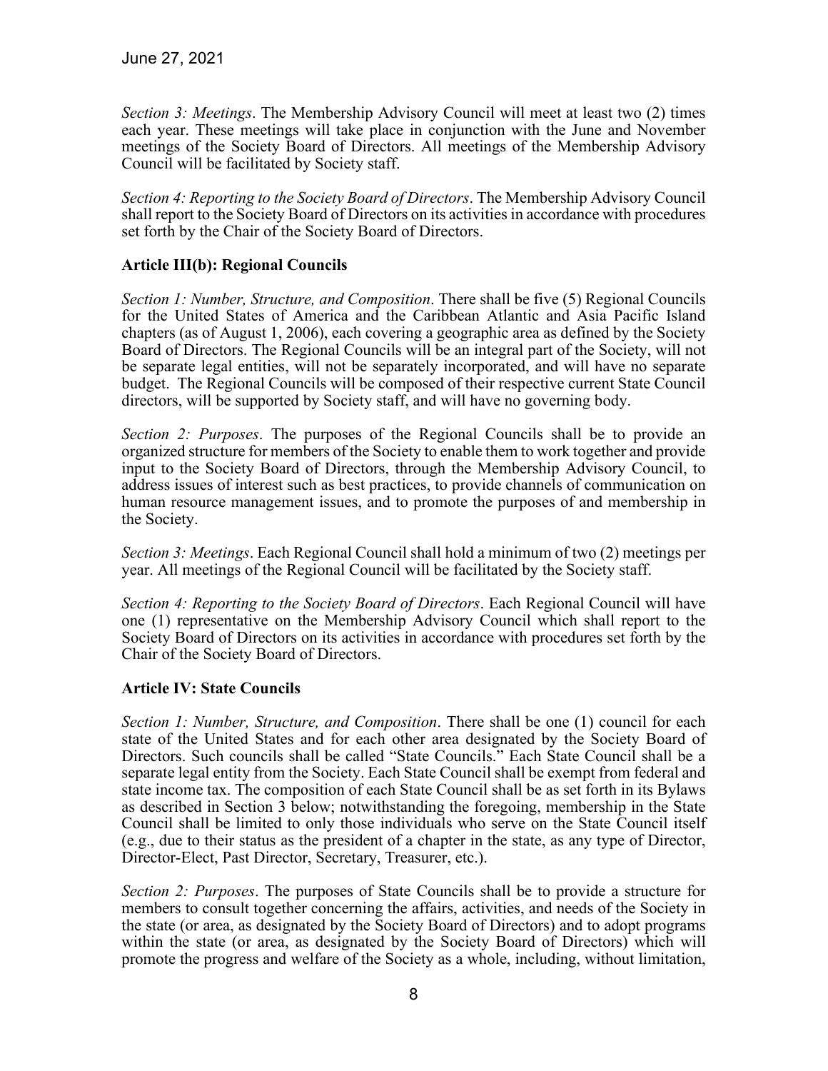*Section 3: Meetings*. The Membership Advisory Council will meet at least two (2) times each year. These meetings will take place in conjunction with the June and November meetings of the Society Board of Directors. All meetings of the Membership Advisory Council will be facilitated by Society staff.

*Section 4: Reporting to the Society Board of Directors*. The Membership Advisory Council shall report to the Society Board of Directors on its activities in accordance with procedures set forth by the Chair of the Society Board of Directors.

**Article III(b): Regional Councils**

*Section 1: Number, Structure, and Composition*. There shall be five (5) Regional Councils for the United States of America and the Caribbean Atlantic and Asia Pacific Island chapters (as of August 1, 2006), each covering a geographic area as defined by the Society Board of Directors. The Regional Councils will be an integral part of the Society, will not be separate legal entities, will not be separately incorporated, and will have no separate budget. The Regional Councils will be composed of their respective current State Council directors, will be supported by Society staff, and will have no governing body.

*Section 2: Purposes*. The purposes of the Regional Councils shall be to provide an organized structure for members of the Society to enable them to work together and provide input to the Society Board of Directors, through the Membership Advisory Council, to address issues of interest such as best practices, to provide channels of communication on human resource management issues, and to promote the purposes of and membership in the Society.

*Section 3: Meetings*. Each Regional Council shall hold a minimum of two (2) meetings per year. All meetings of the Regional Council will be facilitated by the Society staff.

*Section 4: Reporting to the Society Board of Directors*. Each Regional Council will have one (1) representative on the Membership Advisory Council which shall report to the Society Board of Directors on its activities in accordance with procedures set forth by the Chair of the Society Board of Directors.

**Article IV: State Councils**

*Section 1: Number, Structure, and Composition*. There shall be one (1) council for each state of the United States and for each other area designated by the Society Board of Directors. Such councils shall be called "State Councils." Each State Council shall be a separate legal entity from the Society. Each State Council shall be exempt from federal and state income tax. The composition of each State Council shall be as set forth in its Bylaws as described in Section 3 below; notwithstanding the foregoing, membership in the State Council shall be limited to only those individuals who serve on the State Council itself (e.g., due to their status as the president of a chapter in the state, as any type of Director, Director-Elect, Past Director, Secretary, Treasurer, etc.).

*Section 2: Purposes*. The purposes of State Councils shall be to provide a structure for members to consult together concerning the affairs, activities, and needs of the Society in the state (or area, as designated by the Society Board of Directors) and to adopt programs within the state (or area, as designated by the Society Board of Directors) which will promote the progress and welfare of the Society as a whole, including, without limitation,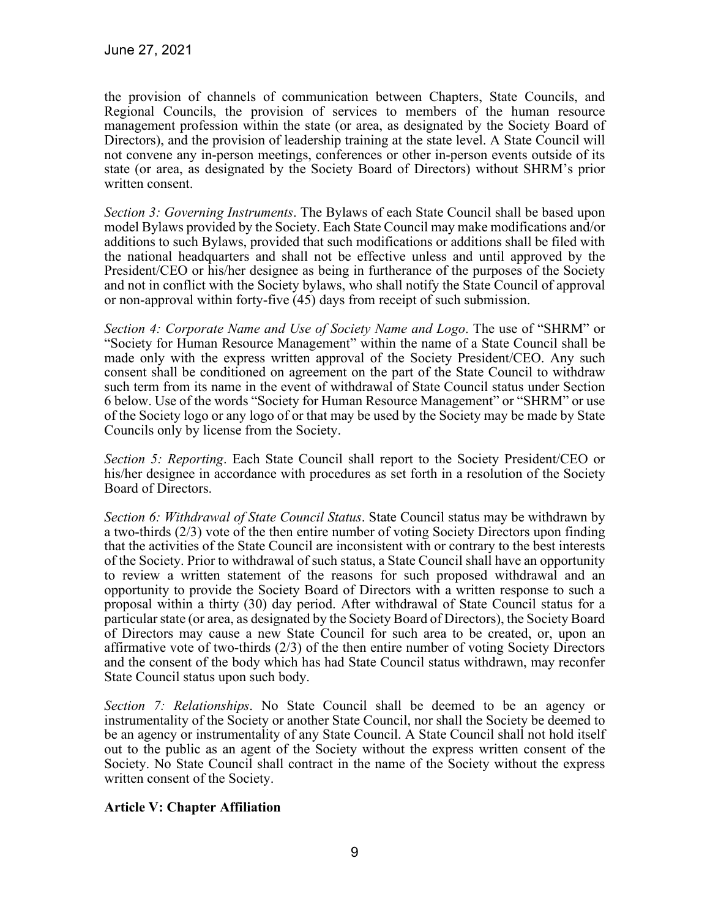the provision of channels of communication between Chapters, State Councils, and Regional Councils, the provision of services to members of the human resource management profession within the state (or area, as designated by the Society Board of Directors), and the provision of leadership training at the state level. A State Council will not convene any in-person meetings, conferences or other in-person events outside of its state (or area, as designated by the Society Board of Directors) without SHRM's prior written consent.

*Section 3: Governing Instruments*. The Bylaws of each State Council shall be based upon model Bylaws provided by the Society. Each State Council may make modifications and/or additions to such Bylaws, provided that such modifications or additions shall be filed with the national headquarters and shall not be effective unless and until approved by the President/CEO or his/her designee as being in furtherance of the purposes of the Society and not in conflict with the Society bylaws, who shall notify the State Council of approval or non-approval within forty-five (45) days from receipt of such submission.

*Section 4: Corporate Name and Use of Society Name and Logo*. The use of "SHRM" or "Society for Human Resource Management" within the name of a State Council shall be made only with the express written approval of the Society President/CEO. Any such consent shall be conditioned on agreement on the part of the State Council to withdraw such term from its name in the event of withdrawal of State Council status under Section 6 below. Use of the words "Society for Human Resource Management" or "SHRM" or use of the Society logo or any logo of or that may be used by the Society may be made by State Councils only by license from the Society.

*Section 5: Reporting*. Each State Council shall report to the Society President/CEO or his/her designee in accordance with procedures as set forth in a resolution of the Society Board of Directors.

*Section 6: Withdrawal of State Council Status*. State Council status may be withdrawn by a two-thirds (2/3) vote of the then entire number of voting Society Directors upon finding that the activities of the State Council are inconsistent with or contrary to the best interests of the Society. Prior to withdrawal of such status, a State Council shall have an opportunity to review a written statement of the reasons for such proposed withdrawal and an opportunity to provide the Society Board of Directors with a written response to such a proposal within a thirty (30) day period. After withdrawal of State Council status for a particular state (or area, as designated by the Society Board of Directors), the Society Board of Directors may cause a new State Council for such area to be created, or, upon an affirmative vote of two-thirds (2/3) of the then entire number of voting Society Directors and the consent of the body which has had State Council status withdrawn, may reconfer State Council status upon such body.

*Section 7: Relationships*. No State Council shall be deemed to be an agency or instrumentality of the Society or another State Council, nor shall the Society be deemed to be an agency or instrumentality of any State Council. A State Council shall not hold itself out to the public as an agent of the Society without the express written consent of the Society. No State Council shall contract in the name of the Society without the express written consent of the Society.

**Article V: Chapter Affiliation**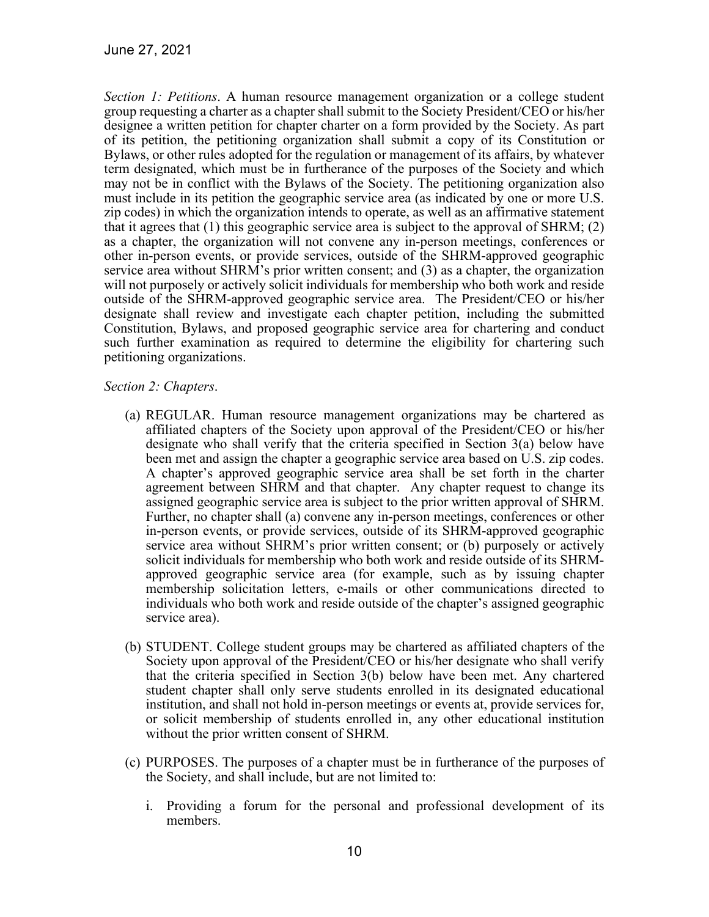*Section 1: Petitions*. A human resource management organization or a college student group requesting a charter as a chapter shall submit to the Society President/CEO or his/her designee a written petition for chapter charter on a form provided by the Society. As part of its petition, the petitioning organization shall submit a copy of its Constitution or Bylaws, or other rules adopted for the regulation or management of its affairs, by whatever term designated, which must be in furtherance of the purposes of the Society and which may not be in conflict with the Bylaws of the Society. The petitioning organization also must include in its petition the geographic service area (as indicated by one or more U.S. zip codes) in which the organization intends to operate, as well as an affirmative statement that it agrees that (1) this geographic service area is subject to the approval of SHRM; (2) as a chapter, the organization will not convene any in-person meetings, conferences or other in-person events, or provide services, outside of the SHRM-approved geographic service area without SHRM's prior written consent; and (3) as a chapter, the organization will not purposely or actively solicit individuals for membership who both work and reside outside of the SHRM-approved geographic service area. The President/CEO or his/her designate shall review and investigate each chapter petition, including the submitted Constitution, Bylaws, and proposed geographic service area for chartering and conduct such further examination as required to determine the eligibility for chartering such petitioning organizations.

*Section 2: Chapters*.

(a) REGULAR. Human resource management organizations may be chartered as affiliated chapters of the Society upon approval of the President/CEO or his/her designate who shall verify that the criteria specified in Section 3(a) below have been met and assign the chapter a geographic service area based on U.S. zip codes. A chapter's approved geographic service area shall be set forth in the charter agreement between SHRM and that chapter. Any chapter request to change its assigned geographic service area is subject to the prior written approval of SHRM. Further, no chapter shall (a) convene any in-person meetings, conferences or other in-person events, or provide services, outside of its SHRM-approved geographic service area without SHRM's prior written consent; or (b) purposely or actively solicit individuals for membership who both work and reside outside of its SHRM-approved geographic service area (for example, such as by issuing chapter membership solicitation letters, e-mails or other communications directed to individuals who both work and reside outside of the chapter's assigned geographic service area).

(b) STUDENT. College student groups may be chartered as affiliated chapters of the Society upon approval of the President/CEO or his/her designate who shall verify that the criteria specified in Section 3(b) below have been met. Any chartered student chapter shall only serve students enrolled in its designated educational institution, and shall not hold in-person meetings or events at, provide services for, or solicit membership of students enrolled in, any other educational institution without the prior written consent of SHRM.

(c) PURPOSES. The purposes of a chapter must be in furtherance of the purposes of the Society, and shall include, but are not limited to:

i. Providing a forum for the personal and professional development of its members.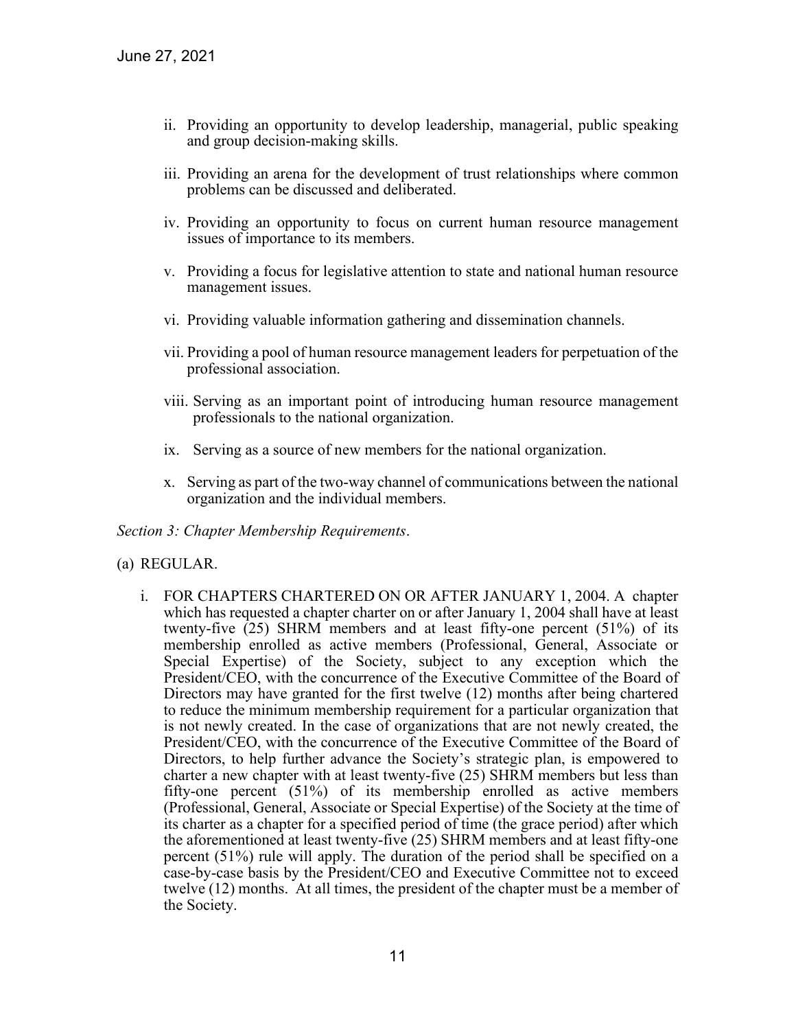ii. Providing an opportunity to develop leadership, managerial, public speaking and group decision-making skills.

iii. Providing an arena for the development of trust relationships where common problems can be discussed and deliberated.

iv. Providing an opportunity to focus on current human resource management issues of importance to its members.

v. Providing a focus for legislative attention to state and national human resource management issues.

vi. Providing valuable information gathering and dissemination channels.

vii. Providing a pool of human resource management leaders for perpetuation of the professional association.

viii. Serving as an important point of introducing human resource management professionals to the national organization.

ix. Serving as a source of new members for the national organization.

x. Serving as part of the two-way channel of communications between the national organization and the individual members.

*Section 3: Chapter Membership Requirements*.

(a) REGULAR.

i. FOR CHAPTERS CHARTERED ON OR AFTER JANUARY 1, 2004. A chapter which has requested a chapter charter on or after January 1, 2004 shall have at least twenty-five (25) SHRM members and at least fifty-one percent (51%) of its membership enrolled as active members (Professional, General, Associate or Special Expertise) of the Society, subject to any exception which the President/CEO, with the concurrence of the Executive Committee of the Board of Directors may have granted for the first twelve (12) months after being chartered to reduce the minimum membership requirement for a particular organization that is not newly created. In the case of organizations that are not newly created, the President/CEO, with the concurrence of the Executive Committee of the Board of Directors, to help further advance the Society's strategic plan, is empowered to charter a new chapter with at least twenty-five (25) SHRM members but less than fifty-one percent (51%) of its membership enrolled as active members (Professional, General, Associate or Special Expertise) of the Society at the time of its charter as a chapter for a specified period of time (the grace period) after which the aforementioned at least twenty-five (25) SHRM members and at least fifty-one percent (51%) rule will apply. The duration of the period shall be specified on a case-by-case basis by the President/CEO and Executive Committee not to exceed twelve (12) months. At all times, the president of the chapter must be a member of the Society.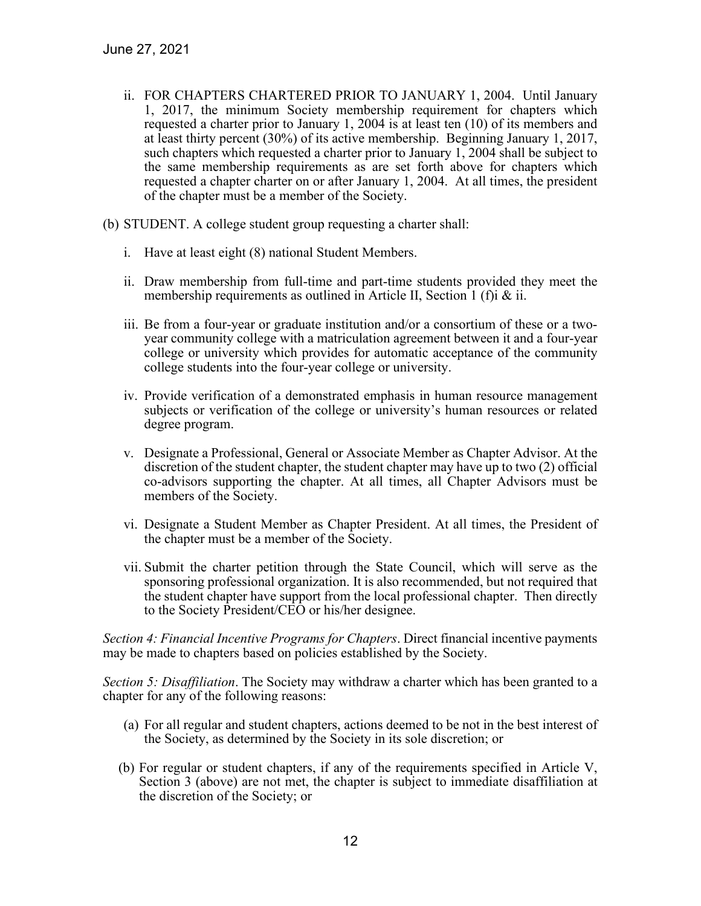ii. FOR CHAPTERS CHARTERED PRIOR TO JANUARY 1, 2004. Until January 1, 2017, the minimum Society membership requirement for chapters which requested a charter prior to January 1, 2004 is at least ten (10) of its members and at least thirty percent (30%) of its active membership. Beginning January 1, 2017, such chapters which requested a charter prior to January 1, 2004 shall be subject to the same membership requirements as are set forth above for chapters which requested a chapter charter on or after January 1, 2004. At all times, the president of the chapter must be a member of the Society.

(b) STUDENT. A college student group requesting a charter shall:

i. Have at least eight (8) national Student Members.

ii. Draw membership from full-time and part-time students provided they meet the membership requirements as outlined in Article II, Section 1 (f)i & ii.

iii. Be from a four-year or graduate institution and/or a consortium of these or a two-year community college with a matriculation agreement between it and a four-year college or university which provides for automatic acceptance of the community college students into the four-year college or university.

iv. Provide verification of a demonstrated emphasis in human resource management subjects or verification of the college or university's human resources or related degree program.

v. Designate a Professional, General or Associate Member as Chapter Advisor. At the discretion of the student chapter, the student chapter may have up to two (2) official co-advisors supporting the chapter. At all times, all Chapter Advisors must be members of the Society.

vi. Designate a Student Member as Chapter President. At all times, the President of the chapter must be a member of the Society.

vii. Submit the charter petition through the State Council, which will serve as the sponsoring professional organization. It is also recommended, but not required that the student chapter have support from the local professional chapter. Then directly to the Society President/CEO or his/her designee.

*Section 4: Financial Incentive Programs for Chapters*. Direct financial incentive payments may be made to chapters based on policies established by the Society.

*Section 5: Disaffiliation*. The Society may withdraw a charter which has been granted to a chapter for any of the following reasons:

(a) For all regular and student chapters, actions deemed to be not in the best interest of the Society, as determined by the Society in its sole discretion; or

(b) For regular or student chapters, if any of the requirements specified in Article V, Section 3 (above) are not met, the chapter is subject to immediate disaffiliation at the discretion of the Society; or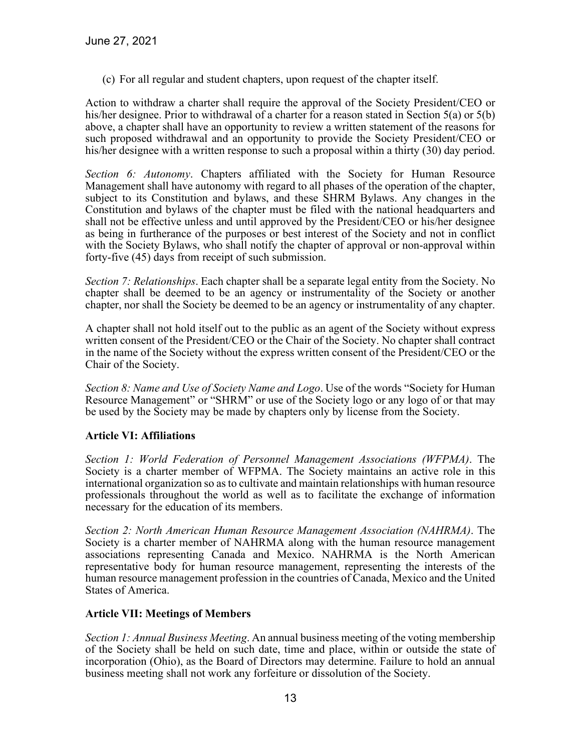(c) For all regular and student chapters, upon request of the chapter itself.

Action to withdraw a charter shall require the approval of the Society President/CEO or his/her designee. Prior to withdrawal of a charter for a reason stated in Section 5(a) or 5(b) above, a chapter shall have an opportunity to review a written statement of the reasons for such proposed withdrawal and an opportunity to provide the Society President/CEO or his/her designee with a written response to such a proposal within a thirty (30) day period.

*Section 6: Autonomy*. Chapters affiliated with the Society for Human Resource Management shall have autonomy with regard to all phases of the operation of the chapter, subject to its Constitution and bylaws, and these SHRM Bylaws. Any changes in the Constitution and bylaws of the chapter must be filed with the national headquarters and shall not be effective unless and until approved by the President/CEO or his/her designee as being in furtherance of the purposes or best interest of the Society and not in conflict with the Society Bylaws, who shall notify the chapter of approval or non-approval within forty-five (45) days from receipt of such submission.

*Section 7: Relationships*. Each chapter shall be a separate legal entity from the Society. No chapter shall be deemed to be an agency or instrumentality of the Society or another chapter, nor shall the Society be deemed to be an agency or instrumentality of any chapter.

A chapter shall not hold itself out to the public as an agent of the Society without express written consent of the President/CEO or the Chair of the Society. No chapter shall contract in the name of the Society without the express written consent of the President/CEO or the Chair of the Society.

*Section 8: Name and Use of Society Name and Logo*. Use of the words "Society for Human Resource Management" or "SHRM" or use of the Society logo or any logo of or that may be used by the Society may be made by chapters only by license from the Society.

**Article VI: Affiliations**

*Section 1: World Federation of Personnel Management Associations (WFPMA)*. The Society is a charter member of WFPMA. The Society maintains an active role in this international organization so as to cultivate and maintain relationships with human resource professionals throughout the world as well as to facilitate the exchange of information necessary for the education of its members.

*Section 2: North American Human Resource Management Association (NAHRMA)*. The Society is a charter member of NAHRMA along with the human resource management associations representing Canada and Mexico. NAHRMA is the North American representative body for human resource management, representing the interests of the human resource management profession in the countries of Canada, Mexico and the United States of America.

**Article VII: Meetings of Members**

*Section 1: Annual Business Meeting*. An annual business meeting of the voting membership of the Society shall be held on such date, time and place, within or outside the state of incorporation (Ohio), as the Board of Directors may determine. Failure to hold an annual business meeting shall not work any forfeiture or dissolution of the Society.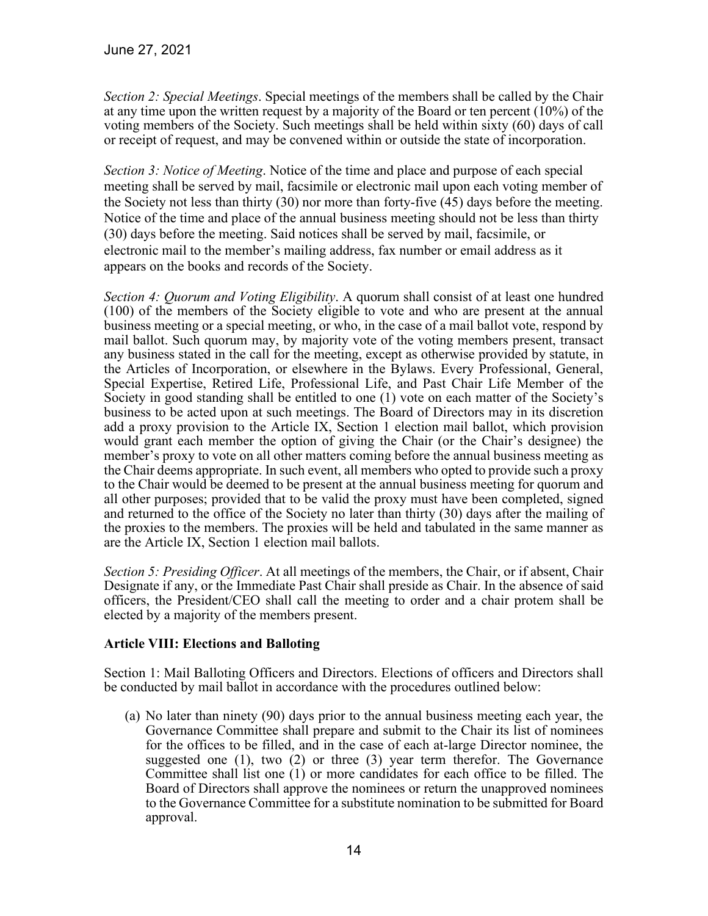*Section 2: Special Meetings*. Special meetings of the members shall be called by the Chair at any time upon the written request by a majority of the Board or ten percent (10%) of the voting members of the Society. Such meetings shall be held within sixty (60) days of call or receipt of request, and may be convened within or outside the state of incorporation.

*Section 3: Notice of Meeting*. Notice of the time and place and purpose of each special meeting shall be served by mail, facsimile or electronic mail upon each voting member of the Society not less than thirty (30) nor more than forty-five (45) days before the meeting. Notice of the time and place of the annual business meeting should not be less than thirty (30) days before the meeting. Said notices shall be served by mail, facsimile, or electronic mail to the member's mailing address, fax number or email address as it appears on the books and records of the Society.

*Section 4: Quorum and Voting Eligibility*. A quorum shall consist of at least one hundred (100) of the members of the Society eligible to vote and who are present at the annual business meeting or a special meeting, or who, in the case of a mail ballot vote, respond by mail ballot. Such quorum may, by majority vote of the voting members present, transact any business stated in the call for the meeting, except as otherwise provided by statute, in the Articles of Incorporation, or elsewhere in the Bylaws. Every Professional, General, Special Expertise, Retired Life, Professional Life, and Past Chair Life Member of the Society in good standing shall be entitled to one (1) vote on each matter of the Society's business to be acted upon at such meetings. The Board of Directors may in its discretion add a proxy provision to the Article IX, Section 1 election mail ballot, which provision would grant each member the option of giving the Chair (or the Chair's designee) the member's proxy to vote on all other matters coming before the annual business meeting as the Chair deems appropriate. In such event, all members who opted to provide such a proxy to the Chair would be deemed to be present at the annual business meeting for quorum and all other purposes; provided that to be valid the proxy must have been completed, signed and returned to the office of the Society no later than thirty (30) days after the mailing of the proxies to the members. The proxies will be held and tabulated in the same manner as are the Article IX, Section 1 election mail ballots.

*Section 5: Presiding Officer*. At all meetings of the members, the Chair, or if absent, Chair Designate if any, or the Immediate Past Chair shall preside as Chair. In the absence of said officers, the President/CEO shall call the meeting to order and a chair protem shall be elected by a majority of the members present.

**Article VIII: Elections and Balloting**

Section 1: Mail Balloting Officers and Directors. Elections of officers and Directors shall be conducted by mail ballot in accordance with the procedures outlined below:

(a) No later than ninety (90) days prior to the annual business meeting each year, the Governance Committee shall prepare and submit to the Chair its list of nominees for the offices to be filled, and in the case of each at-large Director nominee, the suggested one (1), two (2) or three (3) year term therefor. The Governance Committee shall list one (1) or more candidates for each office to be filled. The Board of Directors shall approve the nominees or return the unapproved nominees to the Governance Committee for a substitute nomination to be submitted for Board approval.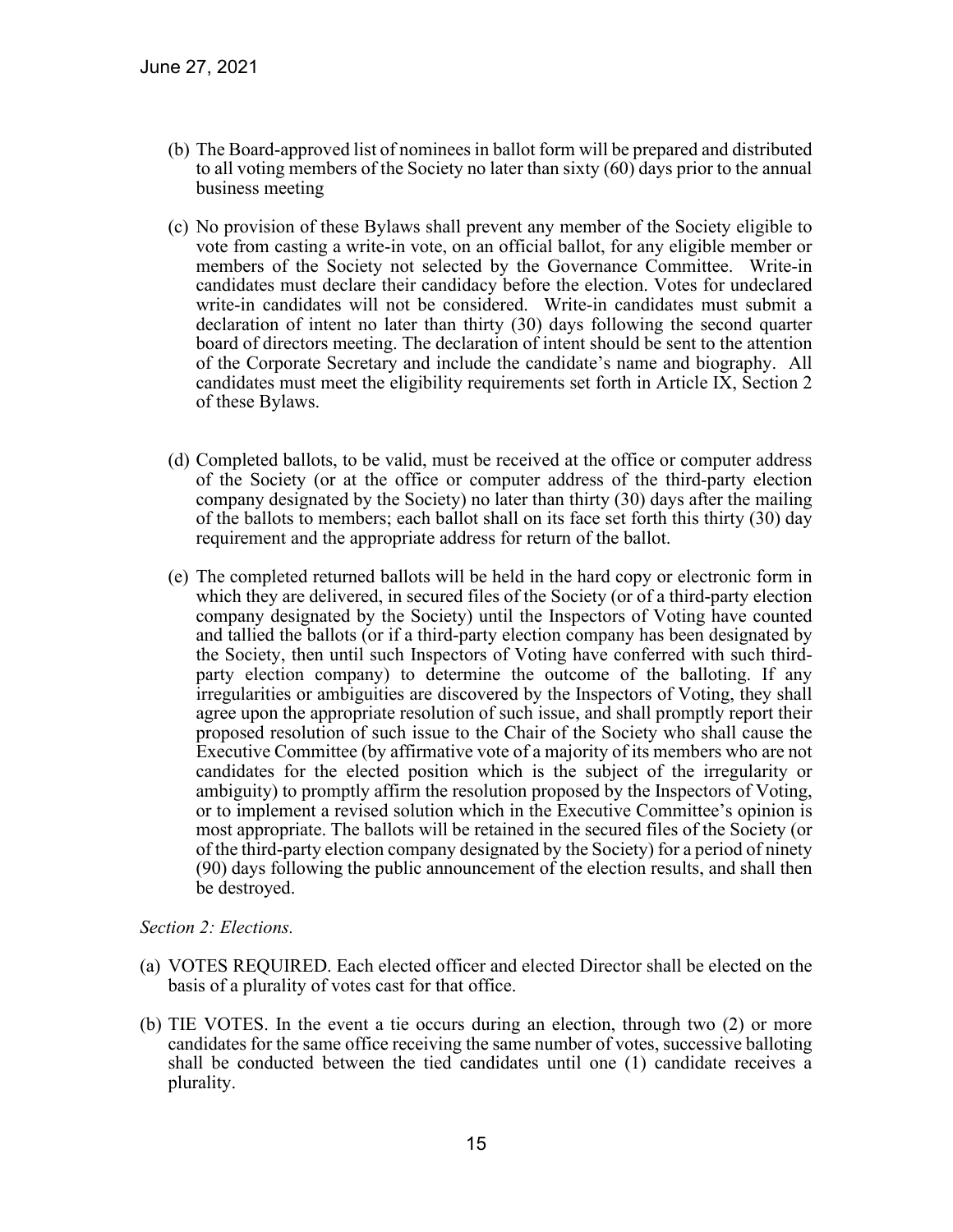(b) The Board-approved list of nominees in ballot form will be prepared and distributed to all voting members of the Society no later than sixty (60) days prior to the annual business meeting

(c) No provision of these Bylaws shall prevent any member of the Society eligible to vote from casting a write-in vote, on an official ballot, for any eligible member or members of the Society not selected by the Governance Committee. Write-in candidates must declare their candidacy before the election. Votes for undeclared write-in candidates will not be considered. Write-in candidates must submit a declaration of intent no later than thirty (30) days following the second quarter board of directors meeting. The declaration of intent should be sent to the attention of the Corporate Secretary and include the candidate's name and biography. All candidates must meet the eligibility requirements set forth in Article IX, Section 2 of these Bylaws.

(d) Completed ballots, to be valid, must be received at the office or computer address of the Society (or at the office or computer address of the third-party election company designated by the Society) no later than thirty (30) days after the mailing of the ballots to members; each ballot shall on its face set forth this thirty (30) day requirement and the appropriate address for return of the ballot.

(e) The completed returned ballots will be held in the hard copy or electronic form in which they are delivered, in secured files of the Society (or of a third-party election company designated by the Society) until the Inspectors of Voting have counted and tallied the ballots (or if a third-party election company has been designated by the Society, then until such Inspectors of Voting have conferred with such third-party election company) to determine the outcome of the balloting. If any irregularities or ambiguities are discovered by the Inspectors of Voting, they shall agree upon the appropriate resolution of such issue, and shall promptly report their proposed resolution of such issue to the Chair of the Society who shall cause the Executive Committee (by affirmative vote of a majority of its members who are not candidates for the elected position which is the subject of the irregularity or ambiguity) to promptly affirm the resolution proposed by the Inspectors of Voting, or to implement a revised solution which in the Executive Committee's opinion is most appropriate. The ballots will be retained in the secured files of the Society (or of the third-party election company designated by the Society) for a period of ninety (90) days following the public announcement of the election results, and shall then be destroyed.

*Section 2: Elections.*

(a) VOTES REQUIRED. Each elected officer and elected Director shall be elected on the basis of a plurality of votes cast for that office.

(b) TIE VOTES. In the event a tie occurs during an election, through two (2) or more candidates for the same office receiving the same number of votes, successive balloting shall be conducted between the tied candidates until one (1) candidate receives a plurality.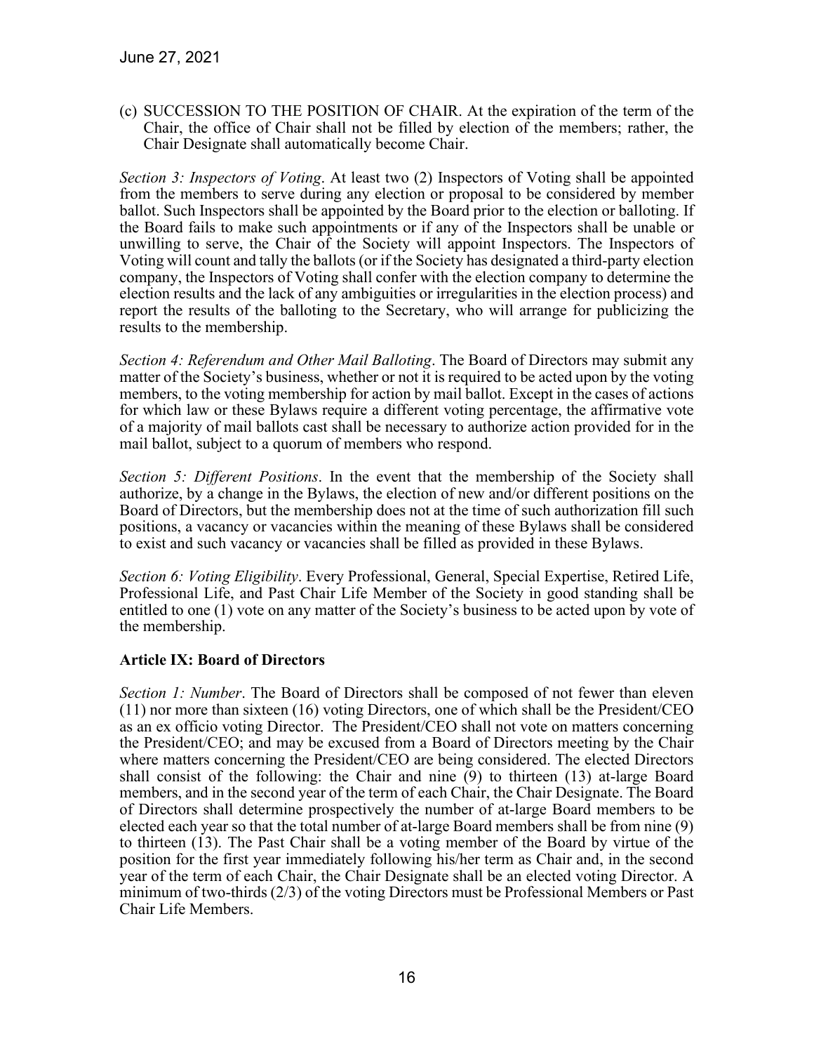(c) SUCCESSION TO THE POSITION OF CHAIR. At the expiration of the term of the Chair, the office of Chair shall not be filled by election of the members; rather, the Chair Designate shall automatically become Chair.

*Section 3: Inspectors of Voting*. At least two (2) Inspectors of Voting shall be appointed from the members to serve during any election or proposal to be considered by member ballot. Such Inspectors shall be appointed by the Board prior to the election or balloting. If the Board fails to make such appointments or if any of the Inspectors shall be unable or unwilling to serve, the Chair of the Society will appoint Inspectors. The Inspectors of Voting will count and tally the ballots (or if the Society has designated a third-party election company, the Inspectors of Voting shall confer with the election company to determine the election results and the lack of any ambiguities or irregularities in the election process) and report the results of the balloting to the Secretary, who will arrange for publicizing the results to the membership.

*Section 4: Referendum and Other Mail Balloting*. The Board of Directors may submit any matter of the Society's business, whether or not it is required to be acted upon by the voting members, to the voting membership for action by mail ballot. Except in the cases of actions for which law or these Bylaws require a different voting percentage, the affirmative vote of a majority of mail ballots cast shall be necessary to authorize action provided for in the mail ballot, subject to a quorum of members who respond.

*Section 5: Different Positions*. In the event that the membership of the Society shall authorize, by a change in the Bylaws, the election of new and/or different positions on the Board of Directors, but the membership does not at the time of such authorization fill such positions, a vacancy or vacancies within the meaning of these Bylaws shall be considered to exist and such vacancy or vacancies shall be filled as provided in these Bylaws.

*Section 6: Voting Eligibility*. Every Professional, General, Special Expertise, Retired Life, Professional Life, and Past Chair Life Member of the Society in good standing shall be entitled to one (1) vote on any matter of the Society's business to be acted upon by vote of the membership.

## Article IX: Board of Directors

*Section 1: Number*. The Board of Directors shall be composed of not fewer than eleven (11) nor more than sixteen (16) voting Directors, one of which shall be the President/CEO as an ex officio voting Director. The President/CEO shall not vote on matters concerning the President/CEO; and may be excused from a Board of Directors meeting by the Chair where matters concerning the President/CEO are being considered. The elected Directors shall consist of the following: the Chair and nine (9) to thirteen (13) at-large Board members, and in the second year of the term of each Chair, the Chair Designate. The Board of Directors shall determine prospectively the number of at-large Board members to be elected each year so that the total number of at-large Board members shall be from nine (9) to thirteen (13). The Past Chair shall be a voting member of the Board by virtue of the position for the first year immediately following his/her term as Chair and, in the second year of the term of each Chair, the Chair Designate shall be an elected voting Director. A minimum of two-thirds (2/3) of the voting Directors must be Professional Members or Past Chair Life Members.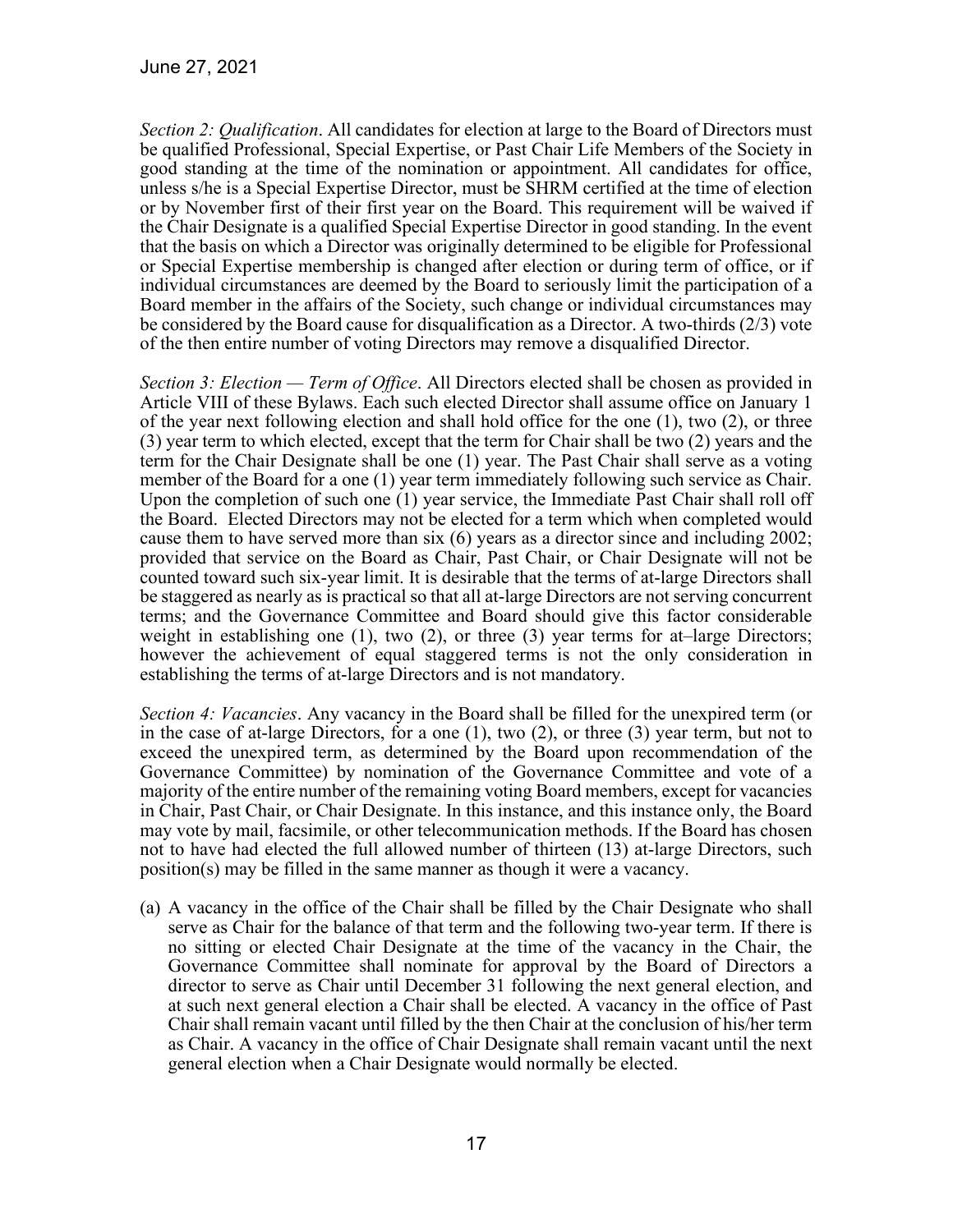*Section 2: Qualification*. All candidates for election at large to the Board of Directors must be qualified Professional, Special Expertise, or Past Chair Life Members of the Society in good standing at the time of the nomination or appointment. All candidates for office, unless s/he is a Special Expertise Director, must be SHRM certified at the time of election or by November first of their first year on the Board. This requirement will be waived if the Chair Designate is a qualified Special Expertise Director in good standing. In the event that the basis on which a Director was originally determined to be eligible for Professional or Special Expertise membership is changed after election or during term of office, or if individual circumstances are deemed by the Board to seriously limit the participation of a Board member in the affairs of the Society, such change or individual circumstances may be considered by the Board cause for disqualification as a Director. A two-thirds (2/3) vote of the then entire number of voting Directors may remove a disqualified Director.

*Section 3: Election — Term of Office*. All Directors elected shall be chosen as provided in Article VIII of these Bylaws. Each such elected Director shall assume office on January 1 of the year next following election and shall hold office for the one (1), two (2), or three (3) year term to which elected, except that the term for Chair shall be two (2) years and the term for the Chair Designate shall be one (1) year. The Past Chair shall serve as a voting member of the Board for a one (1) year term immediately following such service as Chair. Upon the completion of such one (1) year service, the Immediate Past Chair shall roll off the Board. Elected Directors may not be elected for a term which when completed would cause them to have served more than six (6) years as a director since and including 2002; provided that service on the Board as Chair, Past Chair, or Chair Designate will not be counted toward such six-year limit. It is desirable that the terms of at-large Directors shall be staggered as nearly as is practical so that all at-large Directors are not serving concurrent terms; and the Governance Committee and Board should give this factor considerable weight in establishing one (1), two (2), or three (3) year terms for at–large Directors; however the achievement of equal staggered terms is not the only consideration in establishing the terms of at-large Directors and is not mandatory.

*Section 4: Vacancies*. Any vacancy in the Board shall be filled for the unexpired term (or in the case of at-large Directors, for a one (1), two (2), or three (3) year term, but not to exceed the unexpired term, as determined by the Board upon recommendation of the Governance Committee) by nomination of the Governance Committee and vote of a majority of the entire number of the remaining voting Board members, except for vacancies in Chair, Past Chair, or Chair Designate. In this instance, and this instance only, the Board may vote by mail, facsimile, or other telecommunication methods. If the Board has chosen not to have had elected the full allowed number of thirteen (13) at-large Directors, such position(s) may be filled in the same manner as though it were a vacancy.

(a) A vacancy in the office of the Chair shall be filled by the Chair Designate who shall serve as Chair for the balance of that term and the following two-year term. If there is no sitting or elected Chair Designate at the time of the vacancy in the Chair, the Governance Committee shall nominate for approval by the Board of Directors a director to serve as Chair until December 31 following the next general election, and at such next general election a Chair shall be elected. A vacancy in the office of Past Chair shall remain vacant until filled by the then Chair at the conclusion of his/her term as Chair. A vacancy in the office of Chair Designate shall remain vacant until the next general election when a Chair Designate would normally be elected.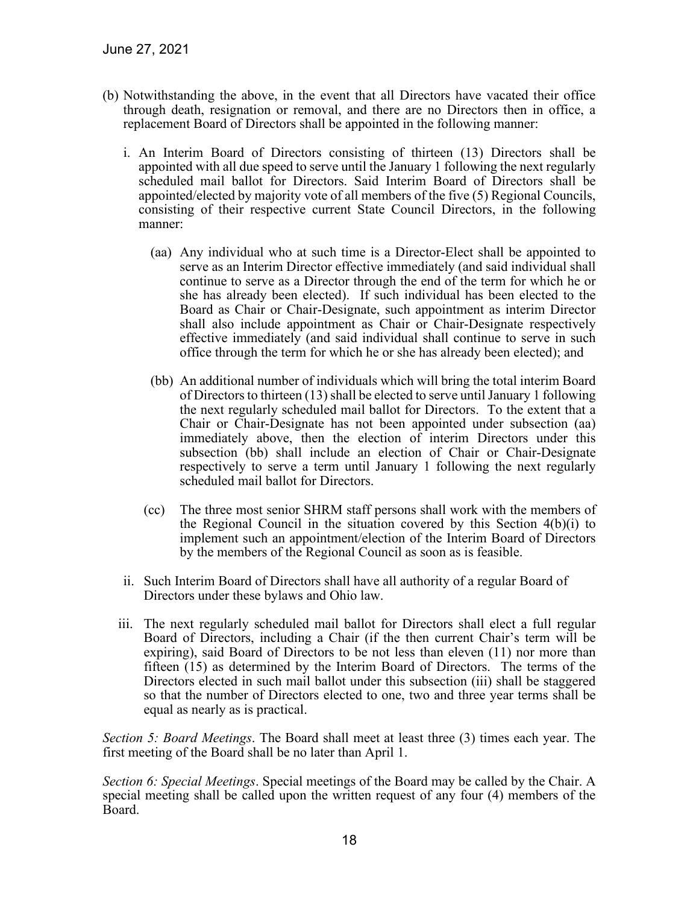June 27, 2021

(b) Notwithstanding the above, in the event that all Directors have vacated their office through death, resignation or removal, and there are no Directors then in office, a replacement Board of Directors shall be appointed in the following manner:

  i. An Interim Board of Directors consisting of thirteen (13) Directors shall be appointed with all due speed to serve until the January 1 following the next regularly scheduled mail ballot for Directors. Said Interim Board of Directors shall be appointed/elected by majority vote of all members of the five (5) Regional Councils, consisting of their respective current State Council Directors, in the following manner:

    (aa) Any individual who at such time is a Director-Elect shall be appointed to serve as an Interim Director effective immediately (and said individual shall continue to serve as a Director through the end of the term for which he or she has already been elected). If such individual has been elected to the Board as Chair or Chair-Designate, such appointment as interim Director shall also include appointment as Chair or Chair-Designate respectively effective immediately (and said individual shall continue to serve in such office through the term for which he or she has already been elected); and

    (bb) An additional number of individuals which will bring the total interim Board of Directors to thirteen (13) shall be elected to serve until January 1 following the next regularly scheduled mail ballot for Directors. To the extent that a Chair or Chair-Designate has not been appointed under subsection (aa) immediately above, then the election of interim Directors under this subsection (bb) shall include an election of Chair or Chair-Designate respectively to serve a term until January 1 following the next regularly scheduled mail ballot for Directors.

    (cc) The three most senior SHRM staff persons shall work with the members of the Regional Council in the situation covered by this Section 4(b)(i) to implement such an appointment/election of the Interim Board of Directors by the members of the Regional Council as soon as is feasible.

  ii. Such Interim Board of Directors shall have all authority of a regular Board of Directors under these bylaws and Ohio law.

  iii. The next regularly scheduled mail ballot for Directors shall elect a full regular Board of Directors, including a Chair (if the then current Chair's term will be expiring), said Board of Directors to be not less than eleven (11) nor more than fifteen (15) as determined by the Interim Board of Directors. The terms of the Directors elected in such mail ballot under this subsection (iii) shall be staggered so that the number of Directors elected to one, two and three year terms shall be equal as nearly as is practical.

*Section 5: Board Meetings*. The Board shall meet at least three (3) times each year. The first meeting of the Board shall be no later than April 1.

*Section 6: Special Meetings*. Special meetings of the Board may be called by the Chair. A special meeting shall be called upon the written request of any four (4) members of the Board.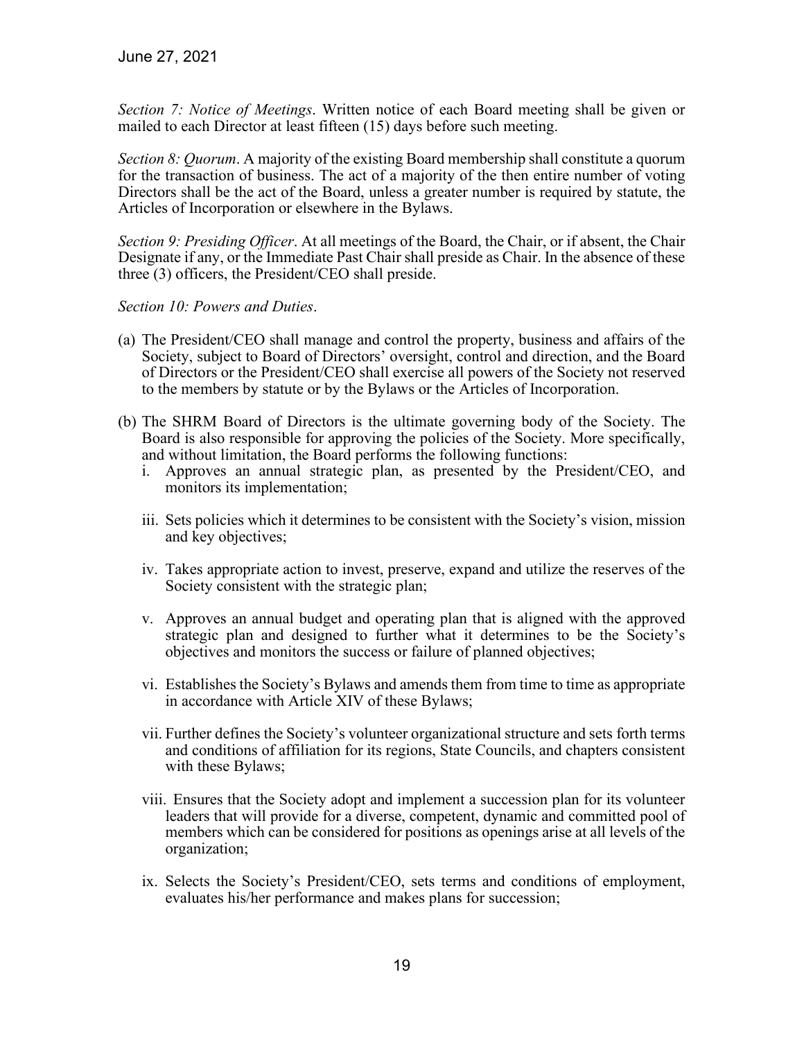*Section 7: Notice of Meetings*. Written notice of each Board meeting shall be given or mailed to each Director at least fifteen (15) days before such meeting.

*Section 8: Quorum*. A majority of the existing Board membership shall constitute a quorum for the transaction of business. The act of a majority of the then entire number of voting Directors shall be the act of the Board, unless a greater number is required by statute, the Articles of Incorporation or elsewhere in the Bylaws.

*Section 9: Presiding Officer*. At all meetings of the Board, the Chair, or if absent, the Chair Designate if any, or the Immediate Past Chair shall preside as Chair. In the absence of these three (3) officers, the President/CEO shall preside.

*Section 10: Powers and Duties*.

(a) The President/CEO shall manage and control the property, business and affairs of the Society, subject to Board of Directors' oversight, control and direction, and the Board of Directors or the President/CEO shall exercise all powers of the Society not reserved to the members by statute or by the Bylaws or the Articles of Incorporation.

(b) The SHRM Board of Directors is the ultimate governing body of the Society. The Board is also responsible for approving the policies of the Society. More specifically, and without limitation, the Board performs the following functions:

   i. Approves an annual strategic plan, as presented by the President/CEO, and monitors its implementation;

   iii. Sets policies which it determines to be consistent with the Society's vision, mission and key objectives;

   iv. Takes appropriate action to invest, preserve, expand and utilize the reserves of the Society consistent with the strategic plan;

   v. Approves an annual budget and operating plan that is aligned with the approved strategic plan and designed to further what it determines to be the Society's objectives and monitors the success or failure of planned objectives;

   vi. Establishes the Society's Bylaws and amends them from time to time as appropriate in accordance with Article XIV of these Bylaws;

   vii. Further defines the Society's volunteer organizational structure and sets forth terms and conditions of affiliation for its regions, State Councils, and chapters consistent with these Bylaws;

   viii. Ensures that the Society adopt and implement a succession plan for its volunteer leaders that will provide for a diverse, competent, dynamic and committed pool of members which can be considered for positions as openings arise at all levels of the organization;

   ix. Selects the Society's President/CEO, sets terms and conditions of employment, evaluates his/her performance and makes plans for succession;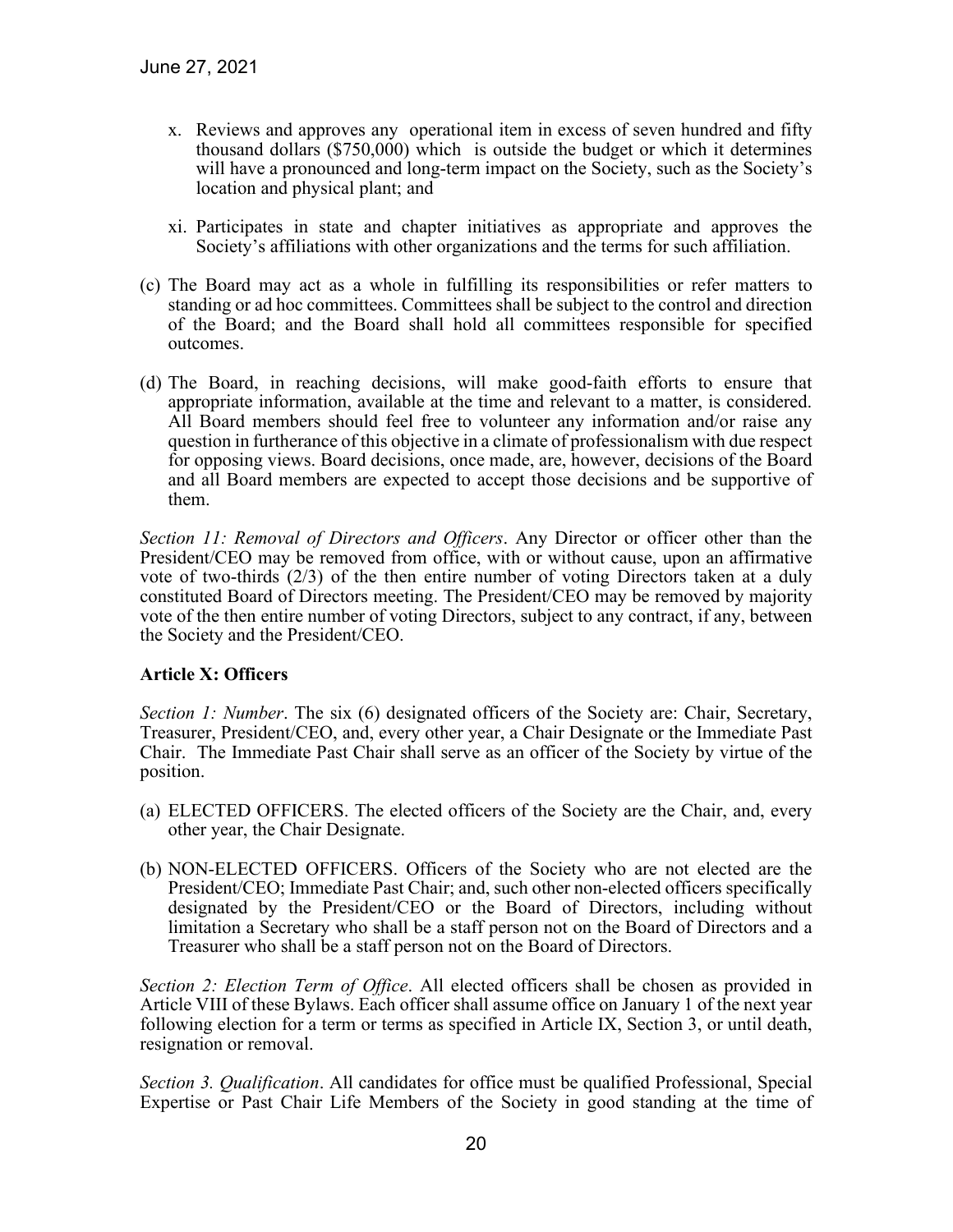x. Reviews and approves any operational item in excess of seven hundred and fifty thousand dollars ($750,000) which is outside the budget or which it determines will have a pronounced and long-term impact on the Society, such as the Society's location and physical plant; and

xi. Participates in state and chapter initiatives as appropriate and approves the Society's affiliations with other organizations and the terms for such affiliation.

(c) The Board may act as a whole in fulfilling its responsibilities or refer matters to standing or ad hoc committees. Committees shall be subject to the control and direction of the Board; and the Board shall hold all committees responsible for specified outcomes.

(d) The Board, in reaching decisions, will make good-faith efforts to ensure that appropriate information, available at the time and relevant to a matter, is considered. All Board members should feel free to volunteer any information and/or raise any question in furtherance of this objective in a climate of professionalism with due respect for opposing views. Board decisions, once made, are, however, decisions of the Board and all Board members are expected to accept those decisions and be supportive of them.

*Section 11: Removal of Directors and Officers*. Any Director or officer other than the President/CEO may be removed from office, with or without cause, upon an affirmative vote of two-thirds (2/3) of the then entire number of voting Directors taken at a duly constituted Board of Directors meeting. The President/CEO may be removed by majority vote of the then entire number of voting Directors, subject to any contract, if any, between the Society and the President/CEO.

**Article X: Officers**

*Section 1: Number*. The six (6) designated officers of the Society are: Chair, Secretary, Treasurer, President/CEO, and, every other year, a Chair Designate or the Immediate Past Chair. The Immediate Past Chair shall serve as an officer of the Society by virtue of the position.

(a) ELECTED OFFICERS. The elected officers of the Society are the Chair, and, every other year, the Chair Designate.

(b) NON-ELECTED OFFICERS. Officers of the Society who are not elected are the President/CEO; Immediate Past Chair; and, such other non-elected officers specifically designated by the President/CEO or the Board of Directors, including without limitation a Secretary who shall be a staff person not on the Board of Directors and a Treasurer who shall be a staff person not on the Board of Directors.

*Section 2: Election Term of Office*. All elected officers shall be chosen as provided in Article VIII of these Bylaws. Each officer shall assume office on January 1 of the next year following election for a term or terms as specified in Article IX, Section 3, or until death, resignation or removal.

*Section 3. Qualification*. All candidates for office must be qualified Professional, Special Expertise or Past Chair Life Members of the Society in good standing at the time of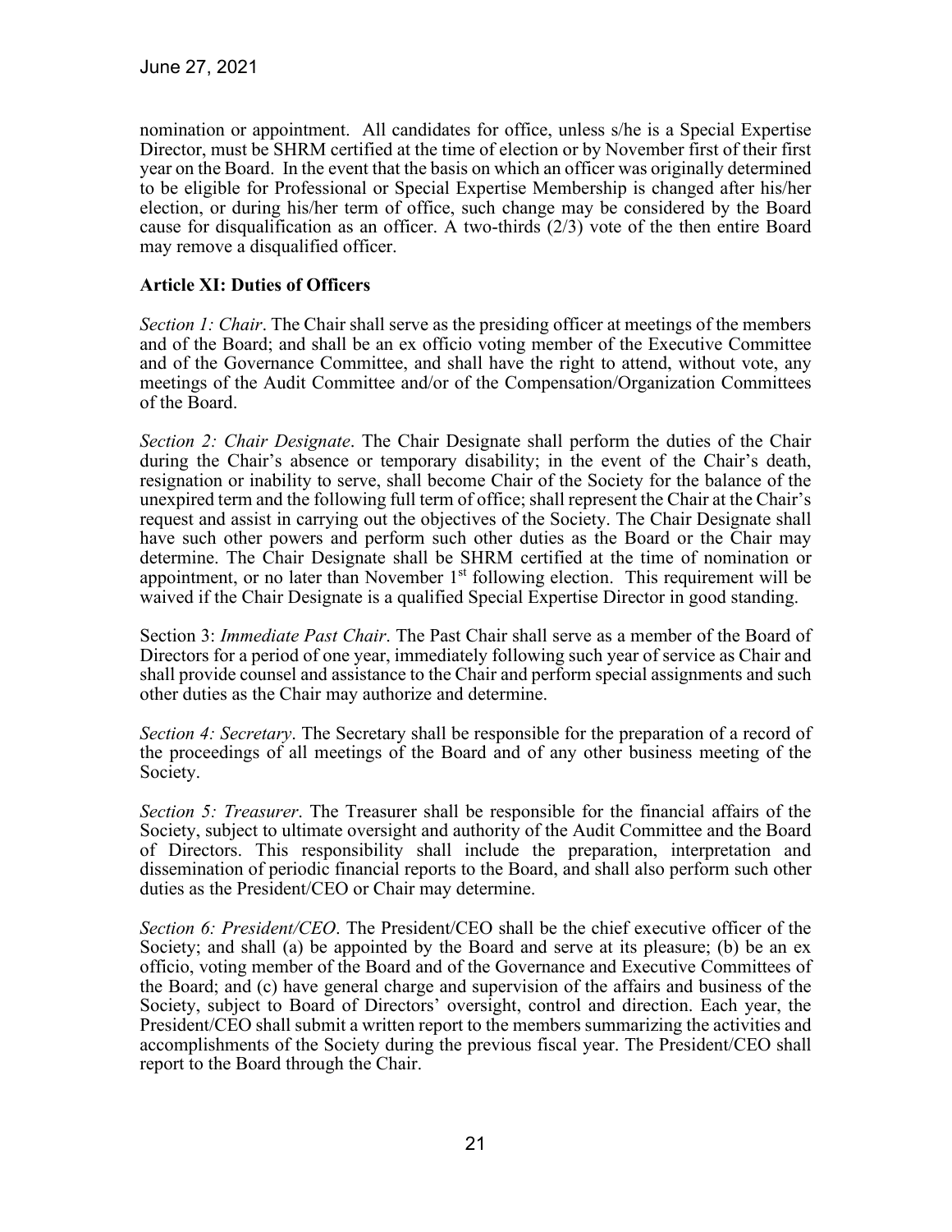nomination or appointment. All candidates for office, unless s/he is a Special Expertise Director, must be SHRM certified at the time of election or by November first of their first year on the Board. In the event that the basis on which an officer was originally determined to be eligible for Professional or Special Expertise Membership is changed after his/her election, or during his/her term of office, such change may be considered by the Board cause for disqualification as an officer. A two-thirds (2/3) vote of the then entire Board may remove a disqualified officer.

**Article XI: Duties of Officers**

*Section 1: Chair*. The Chair shall serve as the presiding officer at meetings of the members and of the Board; and shall be an ex officio voting member of the Executive Committee and of the Governance Committee, and shall have the right to attend, without vote, any meetings of the Audit Committee and/or of the Compensation/Organization Committees of the Board.

*Section 2: Chair Designate*. The Chair Designate shall perform the duties of the Chair during the Chair's absence or temporary disability; in the event of the Chair's death, resignation or inability to serve, shall become Chair of the Society for the balance of the unexpired term and the following full term of office; shall represent the Chair at the Chair's request and assist in carrying out the objectives of the Society. The Chair Designate shall have such other powers and perform such other duties as the Board or the Chair may determine. The Chair Designate shall be SHRM certified at the time of nomination or appointment, or no later than November 1st following election. This requirement will be waived if the Chair Designate is a qualified Special Expertise Director in good standing.

Section 3: *Immediate Past Chair*. The Past Chair shall serve as a member of the Board of Directors for a period of one year, immediately following such year of service as Chair and shall provide counsel and assistance to the Chair and perform special assignments and such other duties as the Chair may authorize and determine.

*Section 4: Secretary*. The Secretary shall be responsible for the preparation of a record of the proceedings of all meetings of the Board and of any other business meeting of the Society.

*Section 5: Treasurer*. The Treasurer shall be responsible for the financial affairs of the Society, subject to ultimate oversight and authority of the Audit Committee and the Board of Directors. This responsibility shall include the preparation, interpretation and dissemination of periodic financial reports to the Board, and shall also perform such other duties as the President/CEO or Chair may determine.

*Section 6: President/CEO*. The President/CEO shall be the chief executive officer of the Society; and shall (a) be appointed by the Board and serve at its pleasure; (b) be an ex officio, voting member of the Board and of the Governance and Executive Committees of the Board; and (c) have general charge and supervision of the affairs and business of the Society, subject to Board of Directors' oversight, control and direction. Each year, the President/CEO shall submit a written report to the members summarizing the activities and accomplishments of the Society during the previous fiscal year. The President/CEO shall report to the Board through the Chair.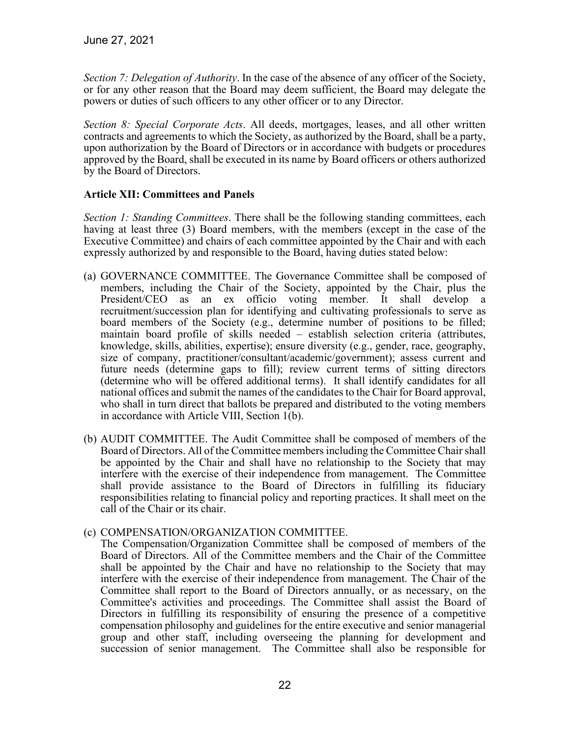*Section 7: Delegation of Authority*. In the case of the absence of any officer of the Society, or for any other reason that the Board may deem sufficient, the Board may delegate the powers or duties of such officers to any other officer or to any Director.

*Section 8: Special Corporate Acts*. All deeds, mortgages, leases, and all other written contracts and agreements to which the Society, as authorized by the Board, shall be a party, upon authorization by the Board of Directors or in accordance with budgets or procedures approved by the Board, shall be executed in its name by Board officers or others authorized by the Board of Directors.

**Article XII: Committees and Panels**

*Section 1: Standing Committees*. There shall be the following standing committees, each having at least three (3) Board members, with the members (except in the case of the Executive Committee) and chairs of each committee appointed by the Chair and with each expressly authorized by and responsible to the Board, having duties stated below:

(a) GOVERNANCE COMMITTEE. The Governance Committee shall be composed of members, including the Chair of the Society, appointed by the Chair, plus the President/CEO as an ex officio voting member. It shall develop a recruitment/succession plan for identifying and cultivating professionals to serve as board members of the Society (e.g., determine number of positions to be filled; maintain board profile of skills needed – establish selection criteria (attributes, knowledge, skills, abilities, expertise); ensure diversity (e.g., gender, race, geography, size of company, practitioner/consultant/academic/government); assess current and future needs (determine gaps to fill); review current terms of sitting directors (determine who will be offered additional terms). It shall identify candidates for all national offices and submit the names of the candidates to the Chair for Board approval, who shall in turn direct that ballots be prepared and distributed to the voting members in accordance with Article VIII, Section 1(b).

(b) AUDIT COMMITTEE. The Audit Committee shall be composed of members of the Board of Directors. All of the Committee members including the Committee Chair shall be appointed by the Chair and shall have no relationship to the Society that may interfere with the exercise of their independence from management. The Committee shall provide assistance to the Board of Directors in fulfilling its fiduciary responsibilities relating to financial policy and reporting practices. It shall meet on the call of the Chair or its chair.

(c) COMPENSATION/ORGANIZATION COMMITTEE.
The Compensation/Organization Committee shall be composed of members of the Board of Directors. All of the Committee members and the Chair of the Committee shall be appointed by the Chair and have no relationship to the Society that may interfere with the exercise of their independence from management. The Chair of the Committee shall report to the Board of Directors annually, or as necessary, on the Committee's activities and proceedings. The Committee shall assist the Board of Directors in fulfilling its responsibility of ensuring the presence of a competitive compensation philosophy and guidelines for the entire executive and senior managerial group and other staff, including overseeing the planning for development and succession of senior management. The Committee shall also be responsible for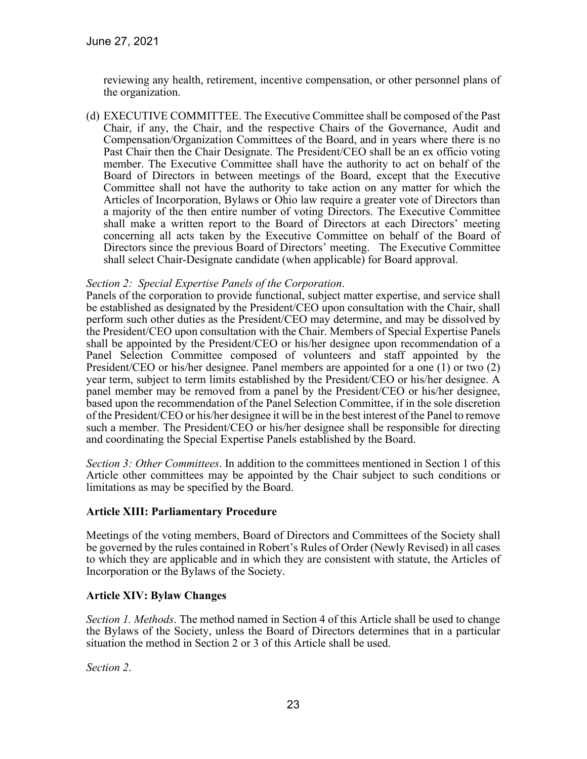reviewing any health, retirement, incentive compensation, or other personnel plans of the organization.

(d) EXECUTIVE COMMITTEE. The Executive Committee shall be composed of the Past Chair, if any, the Chair, and the respective Chairs of the Governance, Audit and Compensation/Organization Committees of the Board, and in years where there is no Past Chair then the Chair Designate. The President/CEO shall be an ex officio voting member. The Executive Committee shall have the authority to act on behalf of the Board of Directors in between meetings of the Board, except that the Executive Committee shall not have the authority to take action on any matter for which the Articles of Incorporation, Bylaws or Ohio law require a greater vote of Directors than a majority of the then entire number of voting Directors. The Executive Committee shall make a written report to the Board of Directors at each Directors' meeting concerning all acts taken by the Executive Committee on behalf of the Board of Directors since the previous Board of Directors' meeting. The Executive Committee shall select Chair-Designate candidate (when applicable) for Board approval.

*Section 2: Special Expertise Panels of the Corporation*.

Panels of the corporation to provide functional, subject matter expertise, and service shall be established as designated by the President/CEO upon consultation with the Chair, shall perform such other duties as the President/CEO may determine, and may be dissolved by the President/CEO upon consultation with the Chair. Members of Special Expertise Panels shall be appointed by the President/CEO or his/her designee upon recommendation of a Panel Selection Committee composed of volunteers and staff appointed by the President/CEO or his/her designee. Panel members are appointed for a one (1) or two (2) year term, subject to term limits established by the President/CEO or his/her designee. A panel member may be removed from a panel by the President/CEO or his/her designee, based upon the recommendation of the Panel Selection Committee, if in the sole discretion of the President/CEO or his/her designee it will be in the best interest of the Panel to remove such a member. The President/CEO or his/her designee shall be responsible for directing and coordinating the Special Expertise Panels established by the Board.

*Section 3: Other Committees*. In addition to the committees mentioned in Section 1 of this Article other committees may be appointed by the Chair subject to such conditions or limitations as may be specified by the Board.

## Article XIII: Parliamentary Procedure

Meetings of the voting members, Board of Directors and Committees of the Society shall be governed by the rules contained in Robert's Rules of Order (Newly Revised) in all cases to which they are applicable and in which they are consistent with statute, the Articles of Incorporation or the Bylaws of the Society.

## Article XIV: Bylaw Changes

*Section 1. Methods*. The method named in Section 4 of this Article shall be used to change the Bylaws of the Society, unless the Board of Directors determines that in a particular situation the method in Section 2 or 3 of this Article shall be used.

*Section 2*.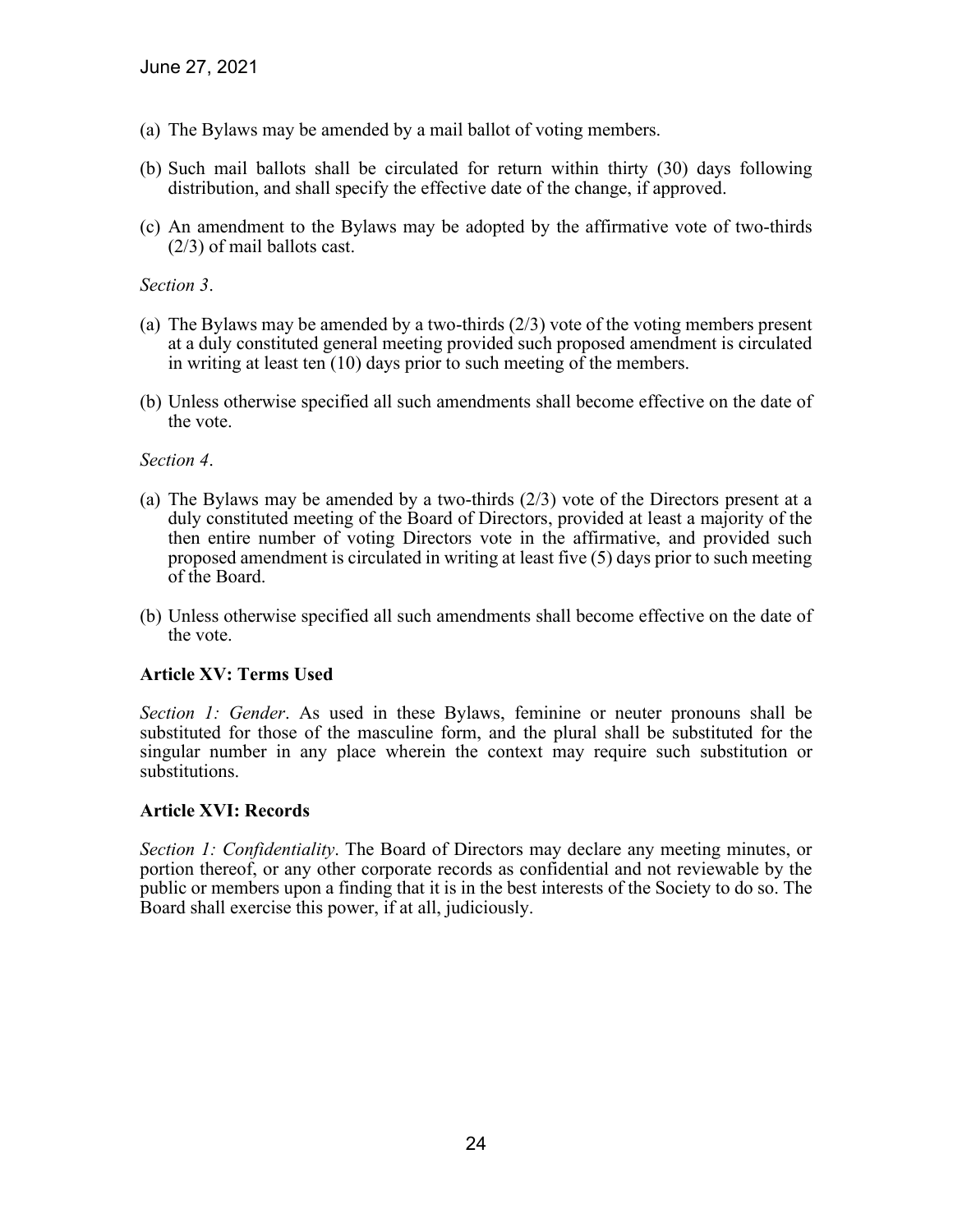(a) The Bylaws may be amended by a mail ballot of voting members.

(b) Such mail ballots shall be circulated for return within thirty (30) days following distribution, and shall specify the effective date of the change, if approved.

(c) An amendment to the Bylaws may be adopted by the affirmative vote of two-thirds (2/3) of mail ballots cast.

*Section 3*.

(a) The Bylaws may be amended by a two-thirds (2/3) vote of the voting members present at a duly constituted general meeting provided such proposed amendment is circulated in writing at least ten (10) days prior to such meeting of the members.

(b) Unless otherwise specified all such amendments shall become effective on the date of the vote.

*Section 4*.

(a) The Bylaws may be amended by a two-thirds (2/3) vote of the Directors present at a duly constituted meeting of the Board of Directors, provided at least a majority of the then entire number of voting Directors vote in the affirmative, and provided such proposed amendment is circulated in writing at least five (5) days prior to such meeting of the Board.

(b) Unless otherwise specified all such amendments shall become effective on the date of the vote.

### Article XV: Terms Used

*Section 1: Gender*. As used in these Bylaws, feminine or neuter pronouns shall be substituted for those of the masculine form, and the plural shall be substituted for the singular number in any place wherein the context may require such substitution or substitutions.

### Article XVI: Records

*Section 1: Confidentiality*. The Board of Directors may declare any meeting minutes, or portion thereof, or any other corporate records as confidential and not reviewable by the public or members upon a finding that it is in the best interests of the Society to do so. The Board shall exercise this power, if at all, judiciously.